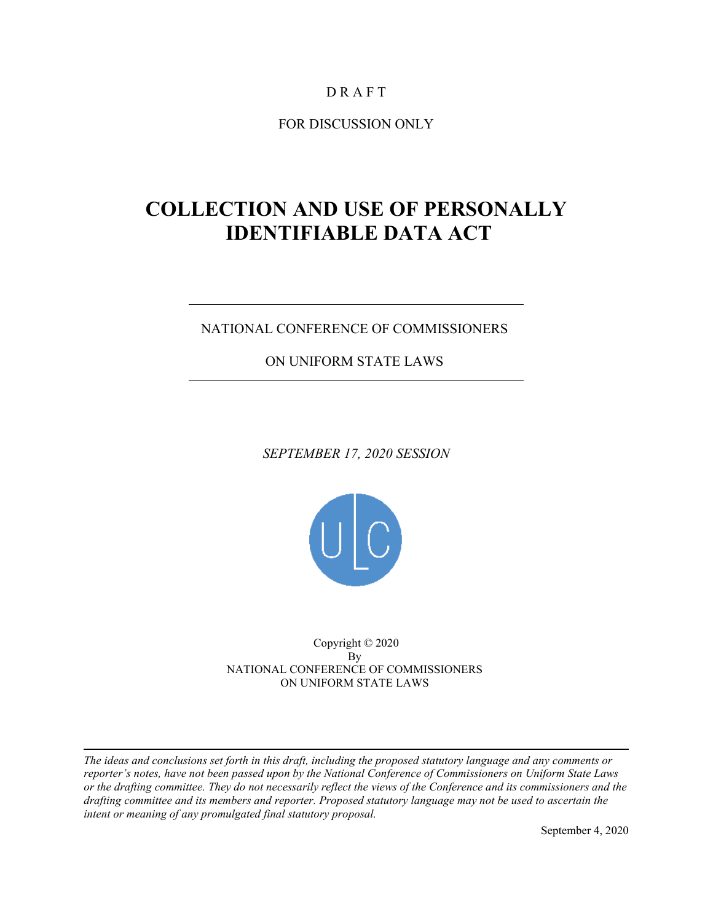D R A F T

FOR DISCUSSION ONLY

# COLLECTION AND USE OF PERSONALLY IDENTIFIABLE DATA ACT

NATIONAL CONFERENCE OF COMMISSIONERS

ON UNIFORM STATE LAWS

*SEPTEMBER 17, 2020 SESSION*

Copyright © 2020
By
NATIONAL CONFERENCE OF COMMISSIONERS
ON UNIFORM STATE LAWS

*The ideas and conclusions set forth in this draft, including the proposed statutory language and any comments or reporter's notes, have not been passed upon by the National Conference of Commissioners on Uniform State Laws or the drafting committee. They do not necessarily reflect the views of the Conference and its commissioners and the drafting committee and its members and reporter. Proposed statutory language may not be used to ascertain the intent or meaning of any promulgated final statutory proposal.*

September 4, 2020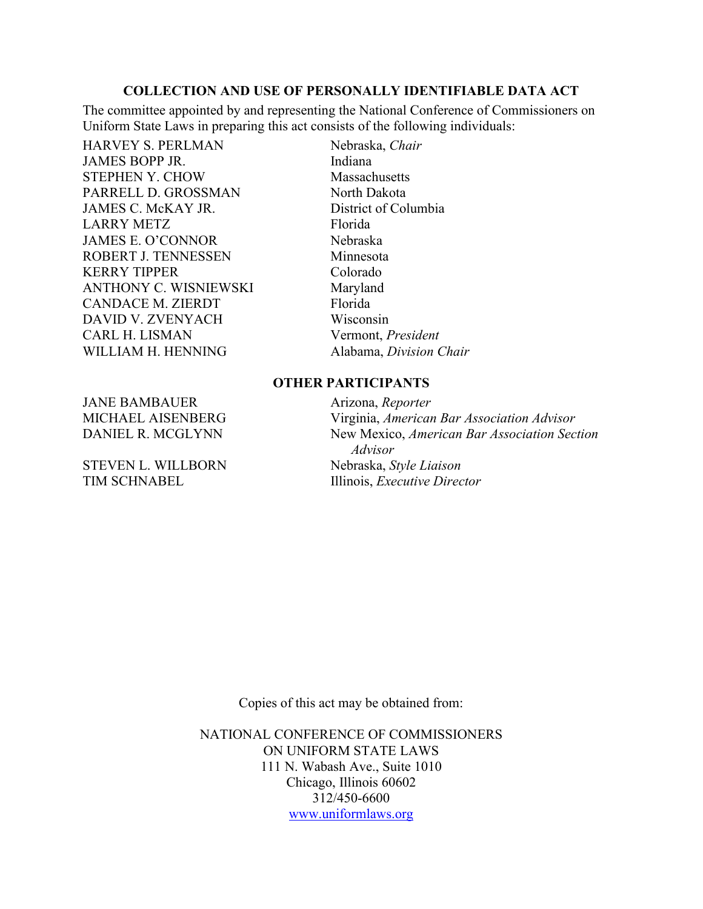**COLLECTION AND USE OF PERSONALLY IDENTIFIABLE DATA ACT**

The committee appointed by and representing the National Conference of Commissioners on Uniform State Laws in preparing this act consists of the following individuals:

| | |
|---|---|
| HARVEY S. PERLMAN | Nebraska, *Chair* |
| JAMES BOPP JR. | Indiana |
| STEPHEN Y. CHOW | Massachusetts |
| PARRELL D. GROSSMAN | North Dakota |
| JAMES C. McKAY JR. | District of Columbia |
| LARRY METZ | Florida |
| JAMES E. O'CONNOR | Nebraska |
| ROBERT J. TENNESSEN | Minnesota |
| KERRY TIPPER | Colorado |
| ANTHONY C. WISNIEWSKI | Maryland |
| CANDACE M. ZIERDT | Florida |
| DAVID V. ZVENYACH | Wisconsin |
| CARL H. LISMAN | Vermont, *President* |
| WILLIAM H. HENNING | Alabama, *Division Chair* |

**OTHER PARTICIPANTS**

| | |
|---|---|
| JANE BAMBAUER | Arizona, *Reporter* |
| MICHAEL AISENBERG | Virginia, *American Bar Association Advisor* |
| DANIEL R. MCGLYNN | New Mexico, *American Bar Association Section Advisor* |
| STEVEN L. WILLBORN | Nebraska, *Style Liaison* |
| TIM SCHNABEL | Illinois, *Executive Director* |

Copies of this act may be obtained from:

NATIONAL CONFERENCE OF COMMISSIONERS
ON UNIFORM STATE LAWS
111 N. Wabash Ave., Suite 1010
Chicago, Illinois 60602
312/450-6600
www.uniformlaws.org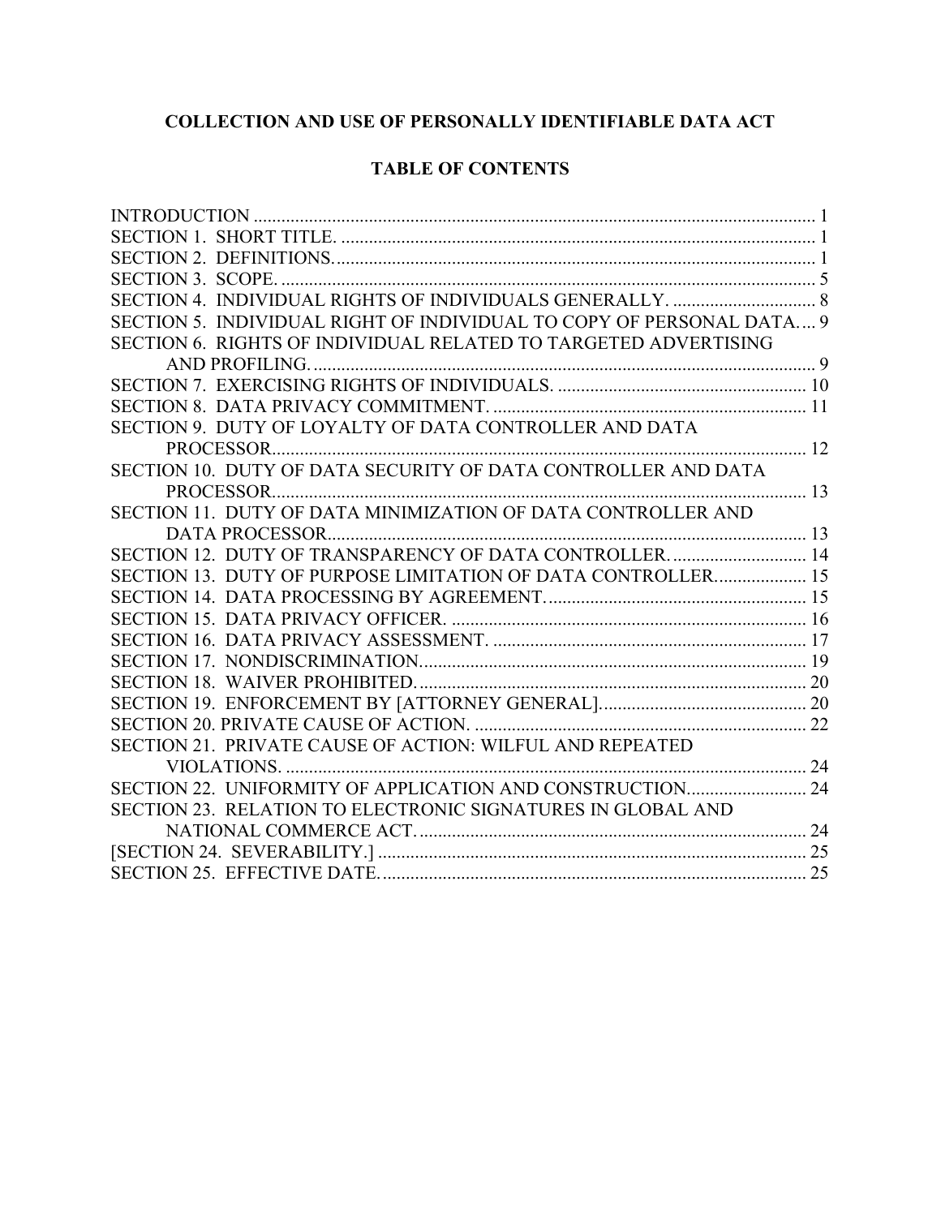# COLLECTION AND USE OF PERSONALLY IDENTIFIABLE DATA ACT

## TABLE OF CONTENTS

INTRODUCTION ... 1
SECTION 1. SHORT TITLE. ... 1
SECTION 2. DEFINITIONS. ... 1
SECTION 3. SCOPE. ... 5
SECTION 4. INDIVIDUAL RIGHTS OF INDIVIDUALS GENERALLY. ... 8
SECTION 5. INDIVIDUAL RIGHT OF INDIVIDUAL TO COPY OF PERSONAL DATA. ... 9
SECTION 6. RIGHTS OF INDIVIDUAL RELATED TO TARGETED ADVERTISING AND PROFILING. ... 9
SECTION 7. EXERCISING RIGHTS OF INDIVIDUALS. ... 10
SECTION 8. DATA PRIVACY COMMITMENT. ... 11
SECTION 9. DUTY OF LOYALTY OF DATA CONTROLLER AND DATA PROCESSOR. ... 12
SECTION 10. DUTY OF DATA SECURITY OF DATA CONTROLLER AND DATA PROCESSOR. ... 13
SECTION 11. DUTY OF DATA MINIMIZATION OF DATA CONTROLLER AND DATA PROCESSOR. ... 13
SECTION 12. DUTY OF TRANSPARENCY OF DATA CONTROLLER. ... 14
SECTION 13. DUTY OF PURPOSE LIMITATION OF DATA CONTROLLER. ... 15
SECTION 14. DATA PROCESSING BY AGREEMENT. ... 15
SECTION 15. DATA PRIVACY OFFICER. ... 16
SECTION 16. DATA PRIVACY ASSESSMENT. ... 17
SECTION 17. NONDISCRIMINATION. ... 19
SECTION 18. WAIVER PROHIBITED. ... 20
SECTION 19. ENFORCEMENT BY [ATTORNEY GENERAL]. ... 20
SECTION 20. PRIVATE CAUSE OF ACTION. ... 22
SECTION 21. PRIVATE CAUSE OF ACTION: WILFUL AND REPEATED VIOLATIONS. ... 24
SECTION 22. UNIFORMITY OF APPLICATION AND CONSTRUCTION. ... 24
SECTION 23. RELATION TO ELECTRONIC SIGNATURES IN GLOBAL AND NATIONAL COMMERCE ACT. ... 24
[SECTION 24. SEVERABILITY.] ... 25
SECTION 25. EFFECTIVE DATE. ... 25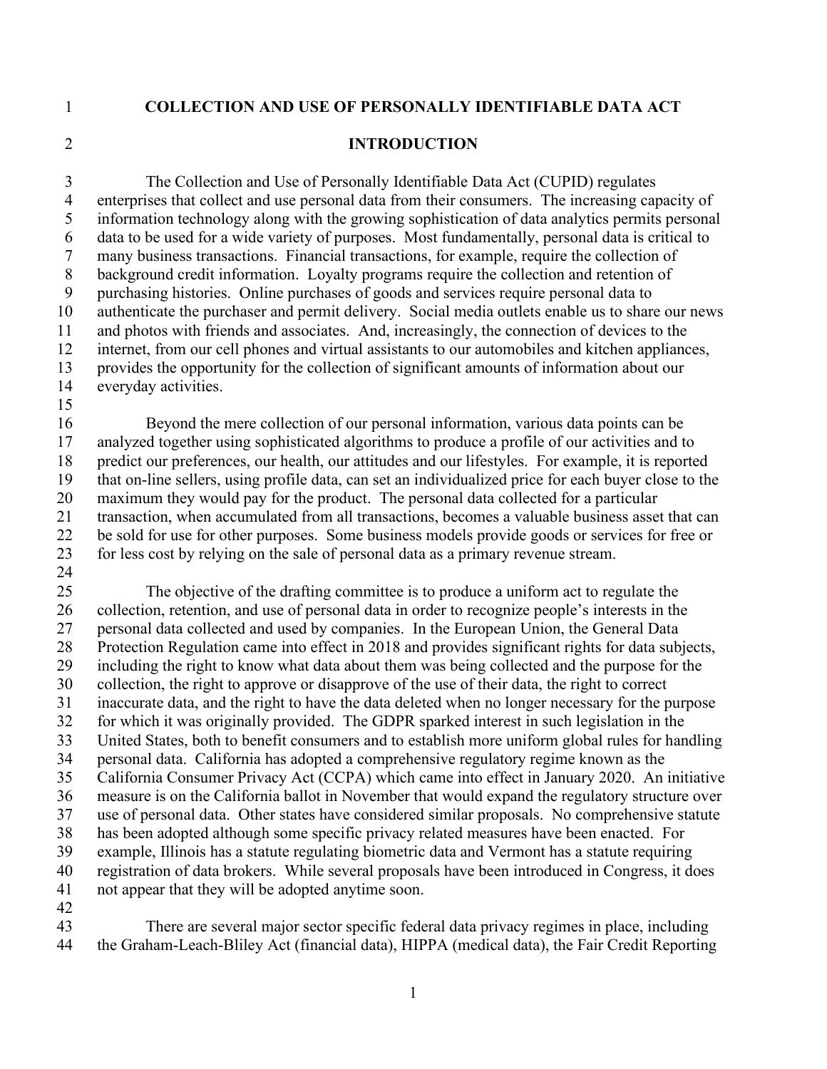# COLLECTION AND USE OF PERSONALLY IDENTIFIABLE DATA ACT

## INTRODUCTION

The Collection and Use of Personally Identifiable Data Act (CUPID) regulates enterprises that collect and use personal data from their consumers. The increasing capacity of information technology along with the growing sophistication of data analytics permits personal data to be used for a wide variety of purposes. Most fundamentally, personal data is critical to many business transactions. Financial transactions, for example, require the collection of background credit information. Loyalty programs require the collection and retention of purchasing histories. Online purchases of goods and services require personal data to authenticate the purchaser and permit delivery. Social media outlets enable us to share our news and photos with friends and associates. And, increasingly, the connection of devices to the internet, from our cell phones and virtual assistants to our automobiles and kitchen appliances, provides the opportunity for the collection of significant amounts of information about our everyday activities.

Beyond the mere collection of our personal information, various data points can be analyzed together using sophisticated algorithms to produce a profile of our activities and to predict our preferences, our health, our attitudes and our lifestyles. For example, it is reported that on-line sellers, using profile data, can set an individualized price for each buyer close to the maximum they would pay for the product. The personal data collected for a particular transaction, when accumulated from all transactions, becomes a valuable business asset that can be sold for use for other purposes. Some business models provide goods or services for free or for less cost by relying on the sale of personal data as a primary revenue stream.

The objective of the drafting committee is to produce a uniform act to regulate the collection, retention, and use of personal data in order to recognize people's interests in the personal data collected and used by companies. In the European Union, the General Data Protection Regulation came into effect in 2018 and provides significant rights for data subjects, including the right to know what data about them was being collected and the purpose for the collection, the right to approve or disapprove of the use of their data, the right to correct inaccurate data, and the right to have the data deleted when no longer necessary for the purpose for which it was originally provided. The GDPR sparked interest in such legislation in the United States, both to benefit consumers and to establish more uniform global rules for handling personal data. California has adopted a comprehensive regulatory regime known as the California Consumer Privacy Act (CCPA) which came into effect in January 2020. An initiative measure is on the California ballot in November that would expand the regulatory structure over use of personal data. Other states have considered similar proposals. No comprehensive statute has been adopted although some specific privacy related measures have been enacted. For example, Illinois has a statute regulating biometric data and Vermont has a statute requiring registration of data brokers. While several proposals have been introduced in Congress, it does not appear that they will be adopted anytime soon.

There are several major sector specific federal data privacy regimes in place, including the Graham-Leach-Bliley Act (financial data), HIPPA (medical data), the Fair Credit Reporting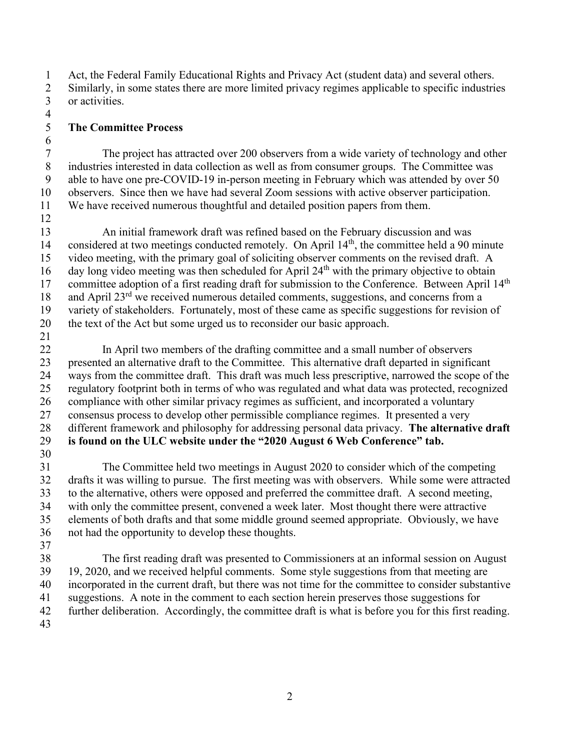Act, the Federal Family Educational Rights and Privacy Act (student data) and several others. Similarly, in some states there are more limited privacy regimes applicable to specific industries or activities.

**The Committee Process**

The project has attracted over 200 observers from a wide variety of technology and other industries interested in data collection as well as from consumer groups. The Committee was able to have one pre-COVID-19 in-person meeting in February which was attended by over 50 observers. Since then we have had several Zoom sessions with active observer participation. We have received numerous thoughtful and detailed position papers from them.

An initial framework draft was refined based on the February discussion and was considered at two meetings conducted remotely. On April 14th, the committee held a 90 minute video meeting, with the primary goal of soliciting observer comments on the revised draft. A day long video meeting was then scheduled for April 24th with the primary objective to obtain committee adoption of a first reading draft for submission to the Conference. Between April 14th and April 23rd we received numerous detailed comments, suggestions, and concerns from a variety of stakeholders. Fortunately, most of these came as specific suggestions for revision of the text of the Act but some urged us to reconsider our basic approach.

In April two members of the drafting committee and a small number of observers presented an alternative draft to the Committee. This alternative draft departed in significant ways from the committee draft. This draft was much less prescriptive, narrowed the scope of the regulatory footprint both in terms of who was regulated and what data was protected, recognized compliance with other similar privacy regimes as sufficient, and incorporated a voluntary consensus process to develop other permissible compliance regimes. It presented a very different framework and philosophy for addressing personal data privacy. **The alternative draft is found on the ULC website under the "2020 August 6 Web Conference" tab.**

The Committee held two meetings in August 2020 to consider which of the competing drafts it was willing to pursue. The first meeting was with observers. While some were attracted to the alternative, others were opposed and preferred the committee draft. A second meeting, with only the committee present, convened a week later. Most thought there were attractive elements of both drafts and that some middle ground seemed appropriate. Obviously, we have not had the opportunity to develop these thoughts.

The first reading draft was presented to Commissioners at an informal session on August 19, 2020, and we received helpful comments. Some style suggestions from that meeting are incorporated in the current draft, but there was not time for the committee to consider substantive suggestions. A note in the comment to each section herein preserves those suggestions for further deliberation. Accordingly, the committee draft is what is before you for this first reading.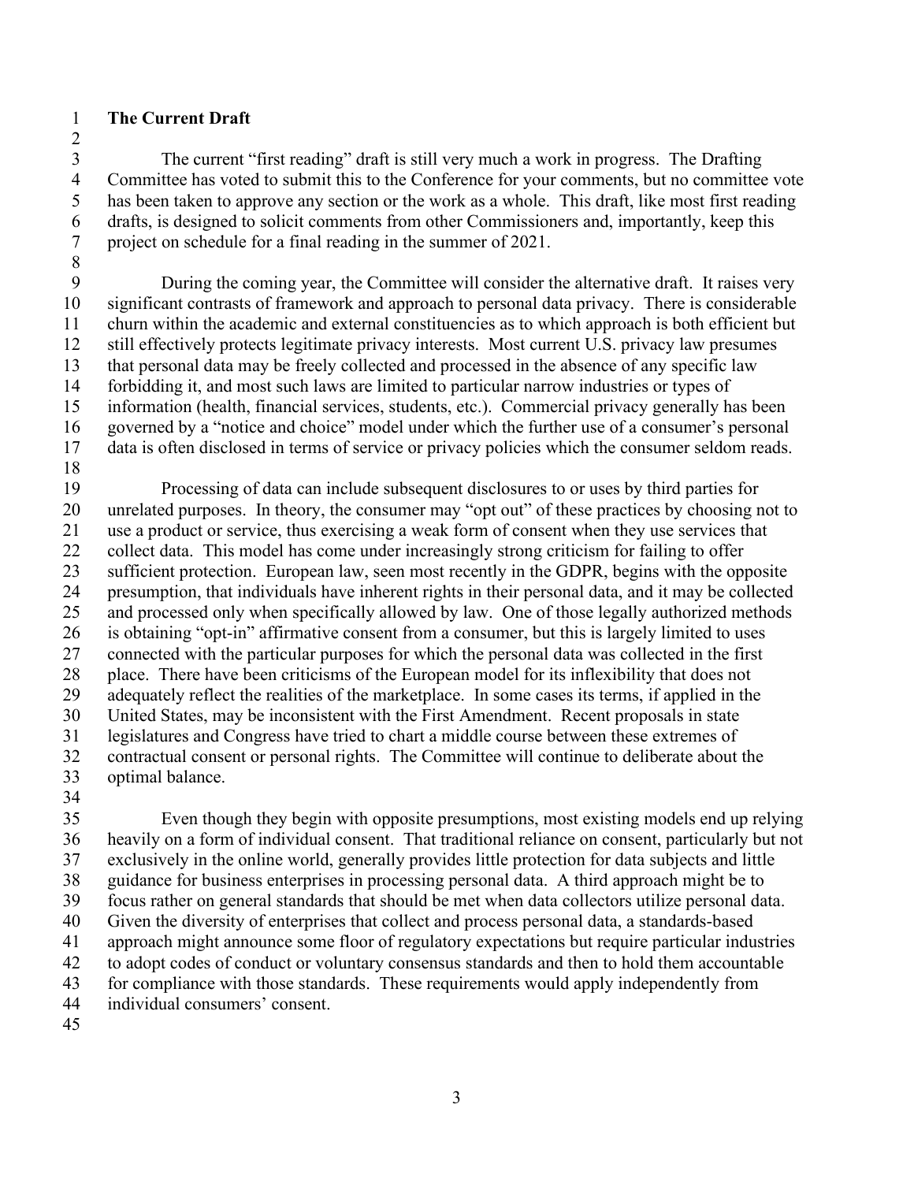**The Current Draft**

The current "first reading" draft is still very much a work in progress. The Drafting Committee has voted to submit this to the Conference for your comments, but no committee vote has been taken to approve any section or the work as a whole. This draft, like most first reading drafts, is designed to solicit comments from other Commissioners and, importantly, keep this project on schedule for a final reading in the summer of 2021.

During the coming year, the Committee will consider the alternative draft. It raises very significant contrasts of framework and approach to personal data privacy. There is considerable churn within the academic and external constituencies as to which approach is both efficient but still effectively protects legitimate privacy interests. Most current U.S. privacy law presumes that personal data may be freely collected and processed in the absence of any specific law forbidding it, and most such laws are limited to particular narrow industries or types of information (health, financial services, students, etc.). Commercial privacy generally has been governed by a "notice and choice" model under which the further use of a consumer's personal data is often disclosed in terms of service or privacy policies which the consumer seldom reads.

Processing of data can include subsequent disclosures to or uses by third parties for unrelated purposes. In theory, the consumer may "opt out" of these practices by choosing not to use a product or service, thus exercising a weak form of consent when they use services that collect data. This model has come under increasingly strong criticism for failing to offer sufficient protection. European law, seen most recently in the GDPR, begins with the opposite presumption, that individuals have inherent rights in their personal data, and it may be collected and processed only when specifically allowed by law. One of those legally authorized methods is obtaining "opt-in" affirmative consent from a consumer, but this is largely limited to uses connected with the particular purposes for which the personal data was collected in the first place. There have been criticisms of the European model for its inflexibility that does not adequately reflect the realities of the marketplace. In some cases its terms, if applied in the United States, may be inconsistent with the First Amendment. Recent proposals in state legislatures and Congress have tried to chart a middle course between these extremes of contractual consent or personal rights. The Committee will continue to deliberate about the optimal balance.

Even though they begin with opposite presumptions, most existing models end up relying heavily on a form of individual consent. That traditional reliance on consent, particularly but not exclusively in the online world, generally provides little protection for data subjects and little guidance for business enterprises in processing personal data. A third approach might be to focus rather on general standards that should be met when data collectors utilize personal data. Given the diversity of enterprises that collect and process personal data, a standards-based approach might announce some floor of regulatory expectations but require particular industries to adopt codes of conduct or voluntary consensus standards and then to hold them accountable for compliance with those standards. These requirements would apply independently from individual consumers' consent.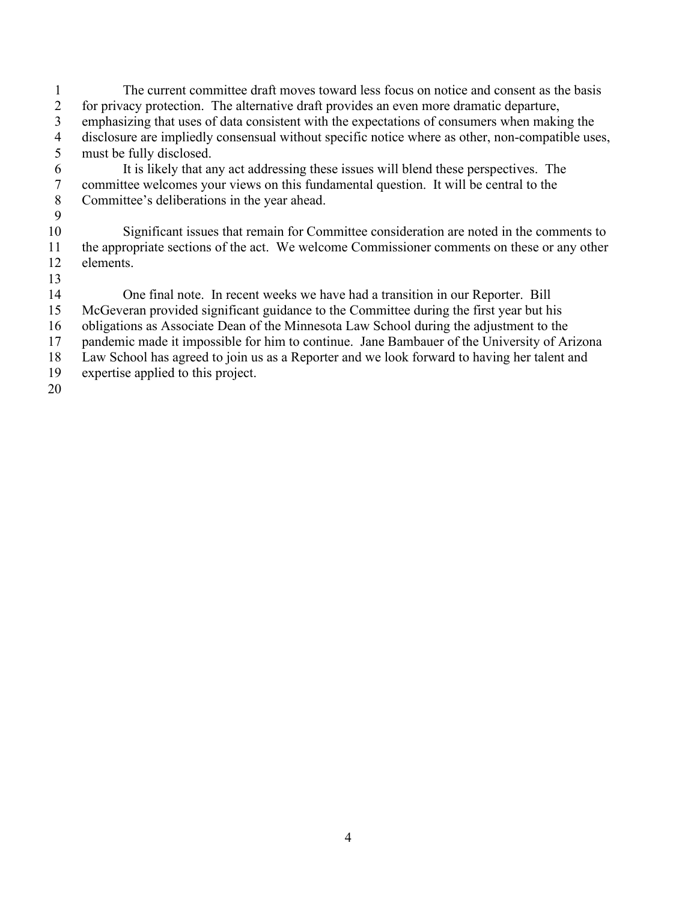The current committee draft moves toward less focus on notice and consent as the basis for privacy protection. The alternative draft provides an even more dramatic departure, emphasizing that uses of data consistent with the expectations of consumers when making the disclosure are impliedly consensual without specific notice where as other, non-compatible uses, must be fully disclosed.

It is likely that any act addressing these issues will blend these perspectives. The committee welcomes your views on this fundamental question. It will be central to the Committee's deliberations in the year ahead.

Significant issues that remain for Committee consideration are noted in the comments to the appropriate sections of the act. We welcome Commissioner comments on these or any other elements.

One final note. In recent weeks we have had a transition in our Reporter. Bill McGeveran provided significant guidance to the Committee during the first year but his obligations as Associate Dean of the Minnesota Law School during the adjustment to the pandemic made it impossible for him to continue. Jane Bambauer of the University of Arizona Law School has agreed to join us as a Reporter and we look forward to having her talent and expertise applied to this project.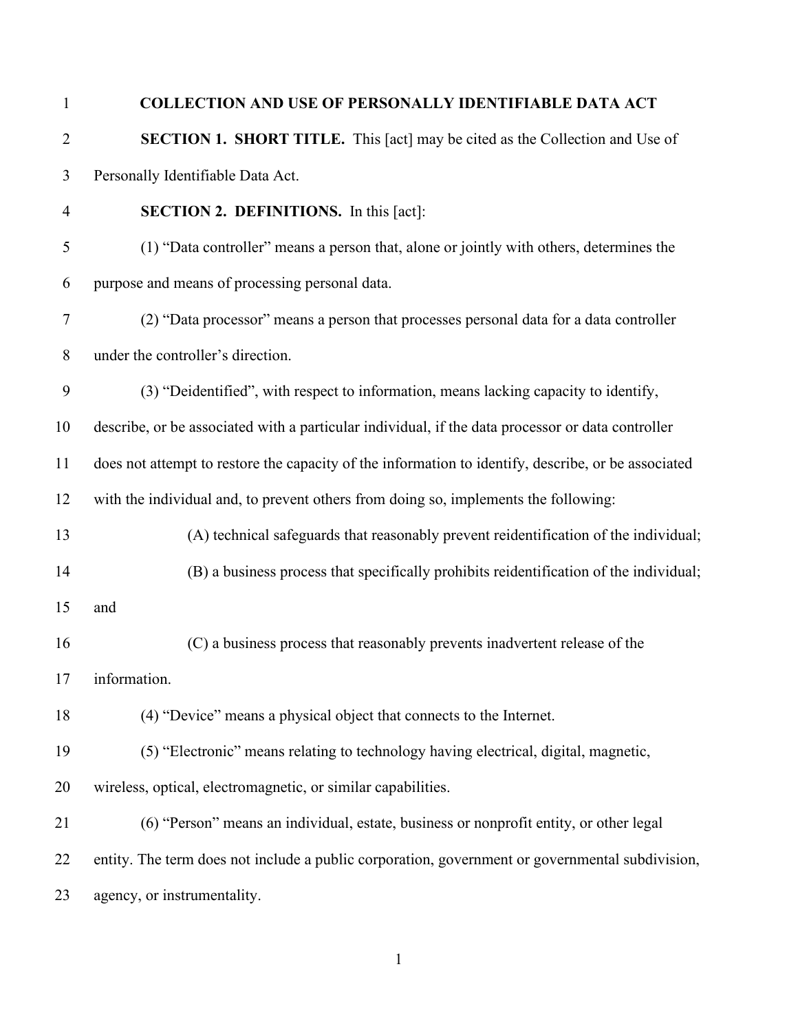# COLLECTION AND USE OF PERSONALLY IDENTIFIABLE DATA ACT

**SECTION 1. SHORT TITLE.** This [act] may be cited as the Collection and Use of Personally Identifiable Data Act.

**SECTION 2. DEFINITIONS.** In this [act]:

(1) "Data controller" means a person that, alone or jointly with others, determines the purpose and means of processing personal data.

(2) "Data processor" means a person that processes personal data for a data controller under the controller's direction.

(3) "Deidentified", with respect to information, means lacking capacity to identify, describe, or be associated with a particular individual, if the data processor or data controller does not attempt to restore the capacity of the information to identify, describe, or be associated with the individual and, to prevent others from doing so, implements the following:

(A) technical safeguards that reasonably prevent reidentification of the individual;

(B) a business process that specifically prohibits reidentification of the individual; and

(C) a business process that reasonably prevents inadvertent release of the information.

(4) "Device" means a physical object that connects to the Internet.

(5) "Electronic" means relating to technology having electrical, digital, magnetic, wireless, optical, electromagnetic, or similar capabilities.

(6) "Person" means an individual, estate, business or nonprofit entity, or other legal entity. The term does not include a public corporation, government or governmental subdivision, agency, or instrumentality.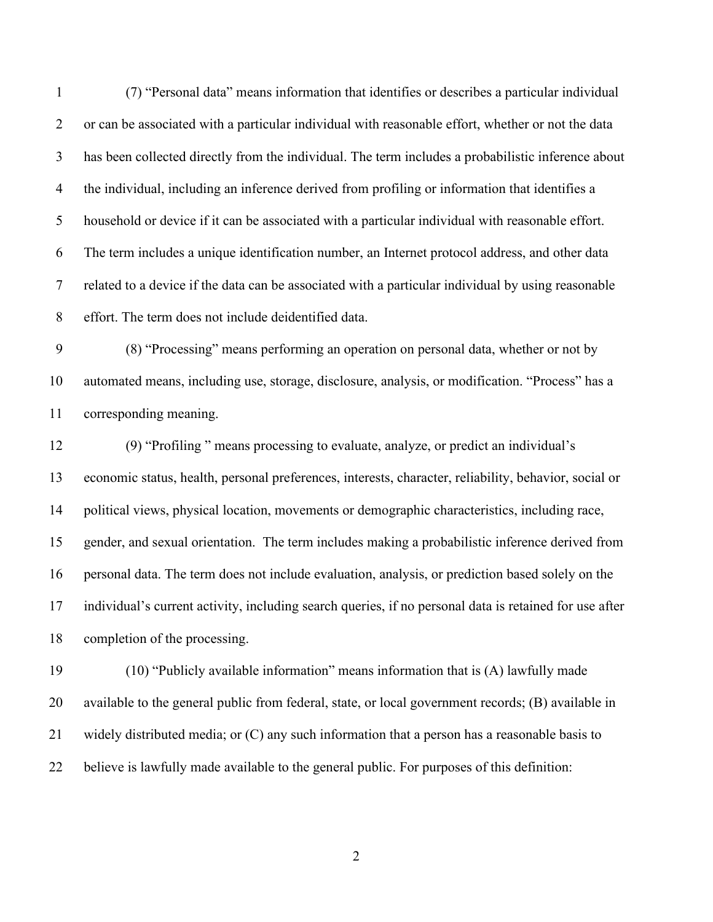(7) "Personal data" means information that identifies or describes a particular individual or can be associated with a particular individual with reasonable effort, whether or not the data has been collected directly from the individual. The term includes a probabilistic inference about the individual, including an inference derived from profiling or information that identifies a household or device if it can be associated with a particular individual with reasonable effort. The term includes a unique identification number, an Internet protocol address, and other data related to a device if the data can be associated with a particular individual by using reasonable effort. The term does not include deidentified data.

(8) "Processing" means performing an operation on personal data, whether or not by automated means, including use, storage, disclosure, analysis, or modification. "Process" has a corresponding meaning.

(9) "Profiling " means processing to evaluate, analyze, or predict an individual's economic status, health, personal preferences, interests, character, reliability, behavior, social or political views, physical location, movements or demographic characteristics, including race, gender, and sexual orientation. The term includes making a probabilistic inference derived from personal data. The term does not include evaluation, analysis, or prediction based solely on the individual's current activity, including search queries, if no personal data is retained for use after completion of the processing.

(10) "Publicly available information" means information that is (A) lawfully made available to the general public from federal, state, or local government records; (B) available in widely distributed media; or (C) any such information that a person has a reasonable basis to believe is lawfully made available to the general public. For purposes of this definition: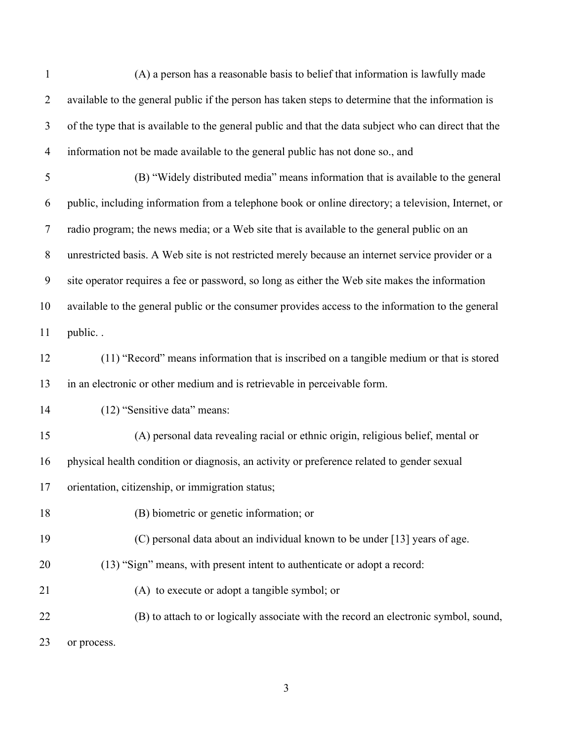(A) a person has a reasonable basis to belief that information is lawfully made available to the general public if the person has taken steps to determine that the information is of the type that is available to the general public and that the data subject who can direct that the information not be made available to the general public has not done so., and

(B) "Widely distributed media" means information that is available to the general public, including information from a telephone book or online directory; a television, Internet, or radio program; the news media; or a Web site that is available to the general public on an unrestricted basis. A Web site is not restricted merely because an internet service provider or a site operator requires a fee or password, so long as either the Web site makes the information available to the general public or the consumer provides access to the information to the general public. .

(11) "Record" means information that is inscribed on a tangible medium or that is stored in an electronic or other medium and is retrievable in perceivable form.

(12) "Sensitive data" means:

(A) personal data revealing racial or ethnic origin, religious belief, mental or physical health condition or diagnosis, an activity or preference related to gender sexual orientation, citizenship, or immigration status;

(B) biometric or genetic information; or

(C) personal data about an individual known to be under [13] years of age.

(13) "Sign" means, with present intent to authenticate or adopt a record:

(A) to execute or adopt a tangible symbol; or

(B) to attach to or logically associate with the record an electronic symbol, sound, or process.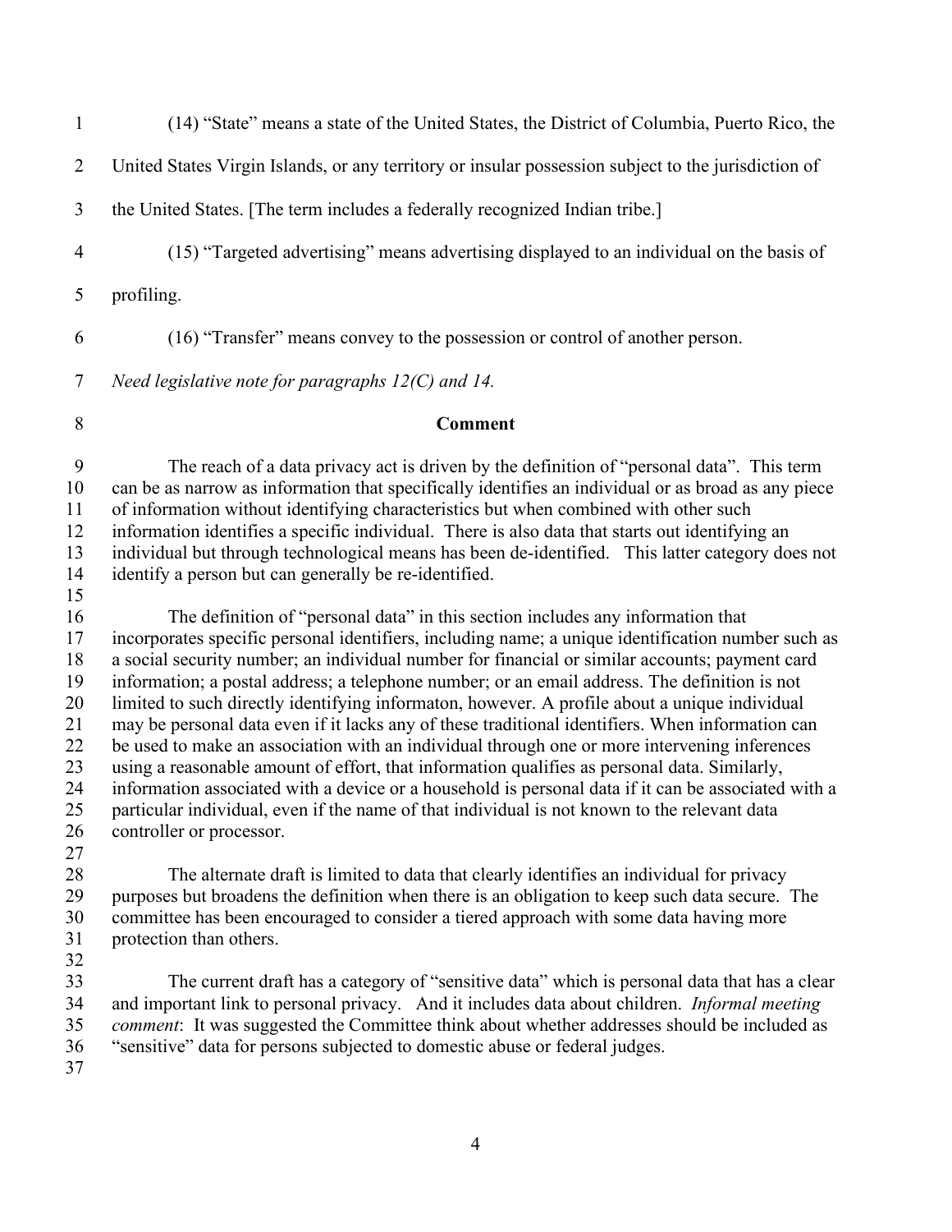(14) "State" means a state of the United States, the District of Columbia, Puerto Rico, the United States Virgin Islands, or any territory or insular possession subject to the jurisdiction of the United States. [The term includes a federally recognized Indian tribe.]

(15) "Targeted advertising" means advertising displayed to an individual on the basis of profiling.

(16) "Transfer" means convey to the possession or control of another person.

*Need legislative note for paragraphs 12(C) and 14.*

**Comment**

The reach of a data privacy act is driven by the definition of "personal data". This term can be as narrow as information that specifically identifies an individual or as broad as any piece of information without identifying characteristics but when combined with other such information identifies a specific individual. There is also data that starts out identifying an individual but through technological means has been de-identified. This latter category does not identify a person but can generally be re-identified.

The definition of "personal data" in this section includes any information that incorporates specific personal identifiers, including name; a unique identification number such as a social security number; an individual number for financial or similar accounts; payment card information; a postal address; a telephone number; or an email address. The definition is not limited to such directly identifying informaton, however. A profile about a unique individual may be personal data even if it lacks any of these traditional identifiers. When information can be used to make an association with an individual through one or more intervening inferences using a reasonable amount of effort, that information qualifies as personal data. Similarly, information associated with a device or a household is personal data if it can be associated with a particular individual, even if the name of that individual is not known to the relevant data controller or processor.

The alternate draft is limited to data that clearly identifies an individual for privacy purposes but broadens the definition when there is an obligation to keep such data secure. The committee has been encouraged to consider a tiered approach with some data having more protection than others.

The current draft has a category of "sensitive data" which is personal data that has a clear and important link to personal privacy. And it includes data about children. *Informal meeting comment*: It was suggested the Committee think about whether addresses should be included as "sensitive" data for persons subjected to domestic abuse or federal judges.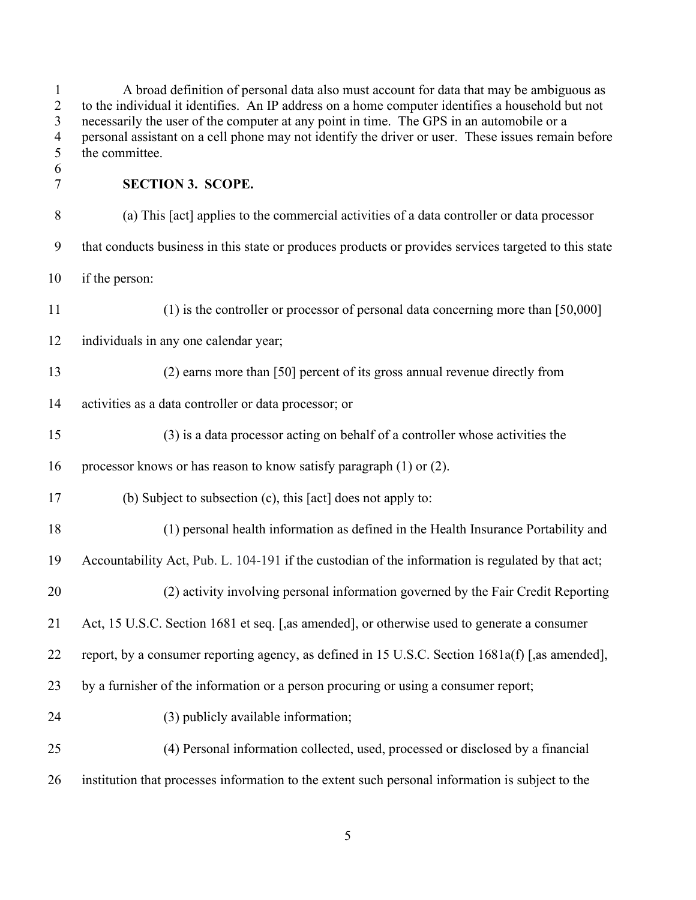A broad definition of personal data also must account for data that may be ambiguous as to the individual it identifies. An IP address on a home computer identifies a household but not necessarily the user of the computer at any point in time. The GPS in an automobile or a personal assistant on a cell phone may not identify the driver or user. These issues remain before the committee.

**SECTION 3. SCOPE.**

(a) This [act] applies to the commercial activities of a data controller or data processor that conducts business in this state or produces products or provides services targeted to this state if the person:

(1) is the controller or processor of personal data concerning more than [50,000] individuals in any one calendar year;

(2) earns more than [50] percent of its gross annual revenue directly from activities as a data controller or data processor; or

(3) is a data processor acting on behalf of a controller whose activities the processor knows or has reason to know satisfy paragraph (1) or (2).

(b) Subject to subsection (c), this [act] does not apply to:

(1) personal health information as defined in the Health Insurance Portability and Accountability Act, Pub. L. 104-191 if the custodian of the information is regulated by that act;

(2) activity involving personal information governed by the Fair Credit Reporting Act, 15 U.S.C. Section 1681 et seq. [,as amended], or otherwise used to generate a consumer report, by a consumer reporting agency, as defined in 15 U.S.C. Section 1681a(f) [,as amended], by a furnisher of the information or a person procuring or using a consumer report;

(3) publicly available information;

(4) Personal information collected, used, processed or disclosed by a financial institution that processes information to the extent such personal information is subject to the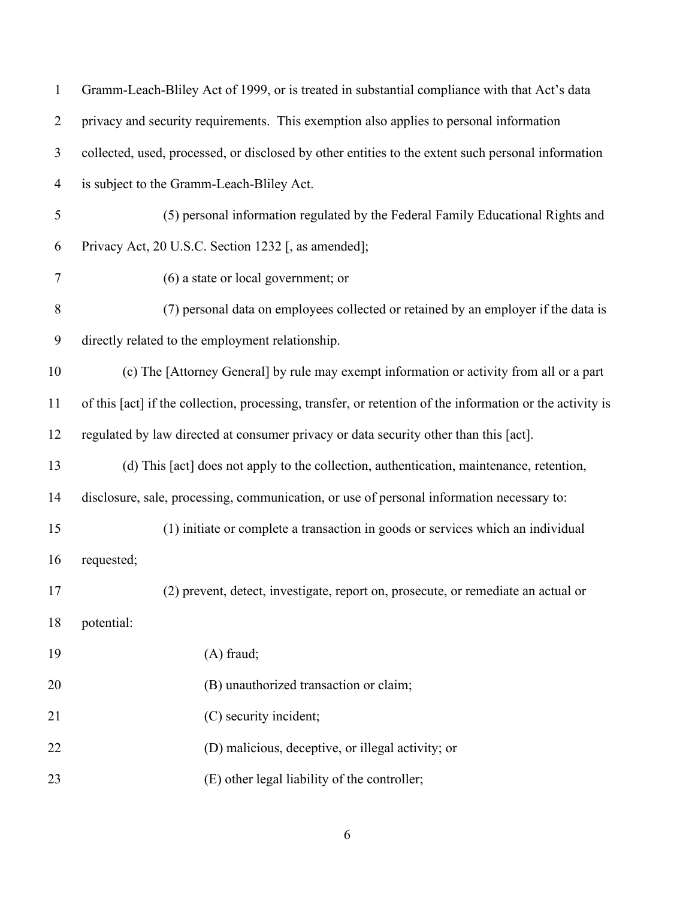Gramm-Leach-Bliley Act of 1999, or is treated in substantial compliance with that Act's data privacy and security requirements. This exemption also applies to personal information collected, used, processed, or disclosed by other entities to the extent such personal information is subject to the Gramm-Leach-Bliley Act.

(5) personal information regulated by the Federal Family Educational Rights and Privacy Act, 20 U.S.C. Section 1232 [, as amended];

(6) a state or local government; or

(7) personal data on employees collected or retained by an employer if the data is directly related to the employment relationship.

(c) The [Attorney General] by rule may exempt information or activity from all or a part of this [act] if the collection, processing, transfer, or retention of the information or the activity is regulated by law directed at consumer privacy or data security other than this [act].

(d) This [act] does not apply to the collection, authentication, maintenance, retention, disclosure, sale, processing, communication, or use of personal information necessary to:

(1) initiate or complete a transaction in goods or services which an individual requested;

(2) prevent, detect, investigate, report on, prosecute, or remediate an actual or potential:

(A) fraud;

(B) unauthorized transaction or claim;

(C) security incident;

(D) malicious, deceptive, or illegal activity; or

(E) other legal liability of the controller;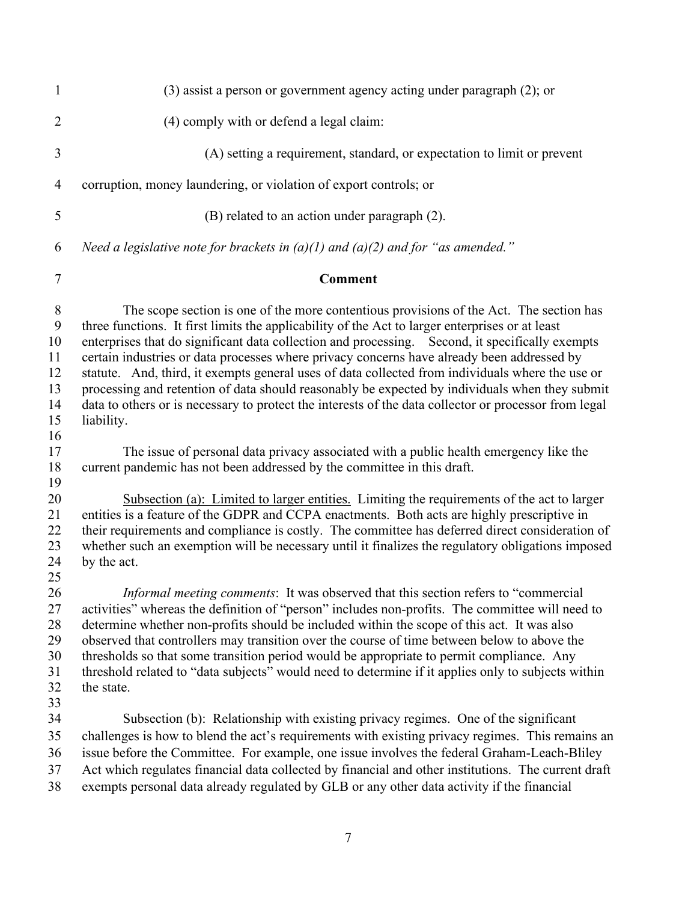(3) assist a person or government agency acting under paragraph (2); or

(4) comply with or defend a legal claim:

(A) setting a requirement, standard, or expectation to limit or prevent corruption, money laundering, or violation of export controls; or

(B) related to an action under paragraph (2).

*Need a legislative note for brackets in (a)(1) and (a)(2) and for "as amended."*

**Comment**

The scope section is one of the more contentious provisions of the Act. The section has three functions. It first limits the applicability of the Act to larger enterprises or at least enterprises that do significant data collection and processing. Second, it specifically exempts certain industries or data processes where privacy concerns have already been addressed by statute. And, third, it exempts general uses of data collected from individuals where the use or processing and retention of data should reasonably be expected by individuals when they submit data to others or is necessary to protect the interests of the data collector or processor from legal liability.

The issue of personal data privacy associated with a public health emergency like the current pandemic has not been addressed by the committee in this draft.

Subsection (a): Limited to larger entities. Limiting the requirements of the act to larger entities is a feature of the GDPR and CCPA enactments. Both acts are highly prescriptive in their requirements and compliance is costly. The committee has deferred direct consideration of whether such an exemption will be necessary until it finalizes the regulatory obligations imposed by the act.

*Informal meeting comments*: It was observed that this section refers to "commercial activities" whereas the definition of "person" includes non-profits. The committee will need to determine whether non-profits should be included within the scope of this act. It was also observed that controllers may transition over the course of time between below to above the thresholds so that some transition period would be appropriate to permit compliance. Any threshold related to "data subjects" would need to determine if it applies only to subjects within the state.

Subsection (b): Relationship with existing privacy regimes. One of the significant challenges is how to blend the act's requirements with existing privacy regimes. This remains an issue before the Committee. For example, one issue involves the federal Graham-Leach-Bliley Act which regulates financial data collected by financial and other institutions. The current draft exempts personal data already regulated by GLB or any other data activity if the financial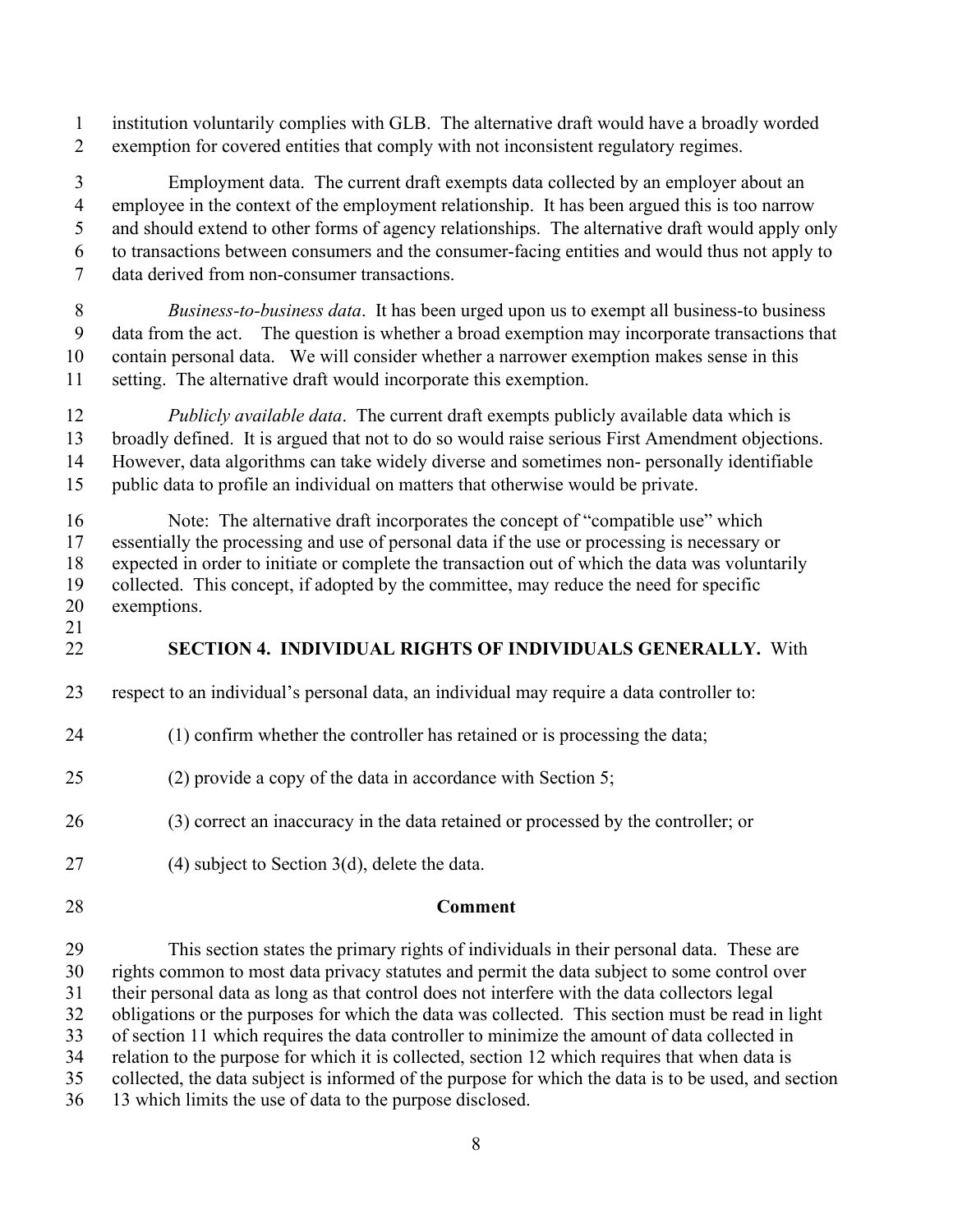institution voluntarily complies with GLB. The alternative draft would have a broadly worded exemption for covered entities that comply with not inconsistent regulatory regimes.

Employment data. The current draft exempts data collected by an employer about an employee in the context of the employment relationship. It has been argued this is too narrow and should extend to other forms of agency relationships. The alternative draft would apply only to transactions between consumers and the consumer-facing entities and would thus not apply to data derived from non-consumer transactions.

*Business-to-business data*. It has been urged upon us to exempt all business-to business data from the act. The question is whether a broad exemption may incorporate transactions that contain personal data. We will consider whether a narrower exemption makes sense in this setting. The alternative draft would incorporate this exemption.

*Publicly available data*. The current draft exempts publicly available data which is broadly defined. It is argued that not to do so would raise serious First Amendment objections. However, data algorithms can take widely diverse and sometimes non- personally identifiable public data to profile an individual on matters that otherwise would be private.

Note: The alternative draft incorporates the concept of "compatible use" which essentially the processing and use of personal data if the use or processing is necessary or expected in order to initiate or complete the transaction out of which the data was voluntarily collected. This concept, if adopted by the committee, may reduce the need for specific exemptions.

**SECTION 4. INDIVIDUAL RIGHTS OF INDIVIDUALS GENERALLY.** With respect to an individual's personal data, an individual may require a data controller to:

(1) confirm whether the controller has retained or is processing the data;

(2) provide a copy of the data in accordance with Section 5;

(3) correct an inaccuracy in the data retained or processed by the controller; or

(4) subject to Section 3(d), delete the data.

**Comment**

This section states the primary rights of individuals in their personal data. These are rights common to most data privacy statutes and permit the data subject to some control over their personal data as long as that control does not interfere with the data collectors legal obligations or the purposes for which the data was collected. This section must be read in light of section 11 which requires the data controller to minimize the amount of data collected in relation to the purpose for which it is collected, section 12 which requires that when data is collected, the data subject is informed of the purpose for which the data is to be used, and section 13 which limits the use of data to the purpose disclosed.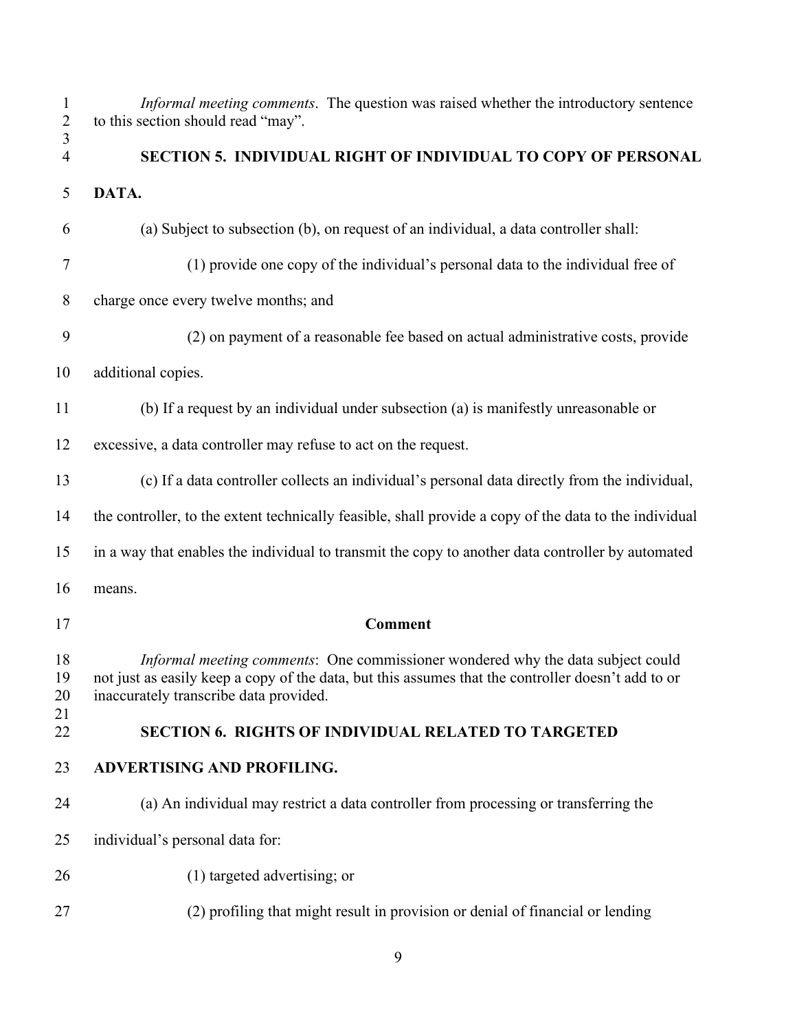*Informal meeting comments*. The question was raised whether the introductory sentence to this section should read "may".

## SECTION 5. INDIVIDUAL RIGHT OF INDIVIDUAL TO COPY OF PERSONAL DATA.

(a) Subject to subsection (b), on request of an individual, a data controller shall:

(1) provide one copy of the individual's personal data to the individual free of charge once every twelve months; and

(2) on payment of a reasonable fee based on actual administrative costs, provide additional copies.

(b) If a request by an individual under subsection (a) is manifestly unreasonable or excessive, a data controller may refuse to act on the request.

(c) If a data controller collects an individual's personal data directly from the individual, the controller, to the extent technically feasible, shall provide a copy of the data to the individual in a way that enables the individual to transmit the copy to another data controller by automated means.

**Comment**

*Informal meeting comments*: One commissioner wondered why the data subject could not just as easily keep a copy of the data, but this assumes that the controller doesn't add to or inaccurately transcribe data provided.

## SECTION 6. RIGHTS OF INDIVIDUAL RELATED TO TARGETED ADVERTISING AND PROFILING.

(a) An individual may restrict a data controller from processing or transferring the individual's personal data for:

(1) targeted advertising; or

(2) profiling that might result in provision or denial of financial or lending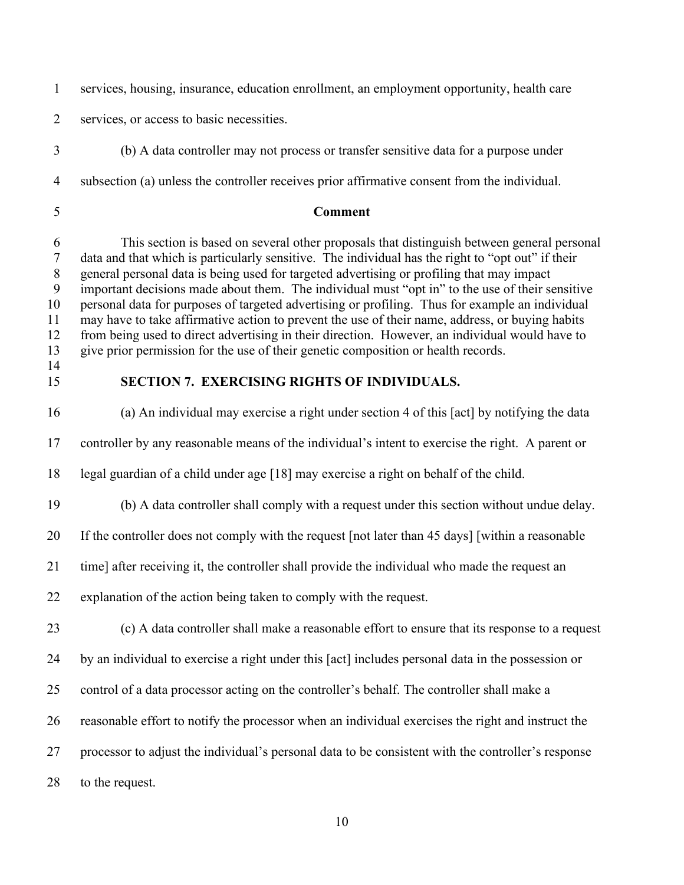services, housing, insurance, education enrollment, an employment opportunity, health care services, or access to basic necessities.

(b) A data controller may not process or transfer sensitive data for a purpose under subsection (a) unless the controller receives prior affirmative consent from the individual.

**Comment**

This section is based on several other proposals that distinguish between general personal data and that which is particularly sensitive. The individual has the right to "opt out" if their general personal data is being used for targeted advertising or profiling that may impact important decisions made about them. The individual must "opt in" to the use of their sensitive personal data for purposes of targeted advertising or profiling. Thus for example an individual may have to take affirmative action to prevent the use of their name, address, or buying habits from being used to direct advertising in their direction. However, an individual would have to give prior permission for the use of their genetic composition or health records.

## SECTION 7. EXERCISING RIGHTS OF INDIVIDUALS.

(a) An individual may exercise a right under section 4 of this [act] by notifying the data controller by any reasonable means of the individual's intent to exercise the right. A parent or legal guardian of a child under age [18] may exercise a right on behalf of the child.

(b) A data controller shall comply with a request under this section without undue delay. If the controller does not comply with the request [not later than 45 days] [within a reasonable time] after receiving it, the controller shall provide the individual who made the request an explanation of the action being taken to comply with the request.

(c) A data controller shall make a reasonable effort to ensure that its response to a request by an individual to exercise a right under this [act] includes personal data in the possession or control of a data processor acting on the controller's behalf. The controller shall make a reasonable effort to notify the processor when an individual exercises the right and instruct the processor to adjust the individual's personal data to be consistent with the controller's response to the request.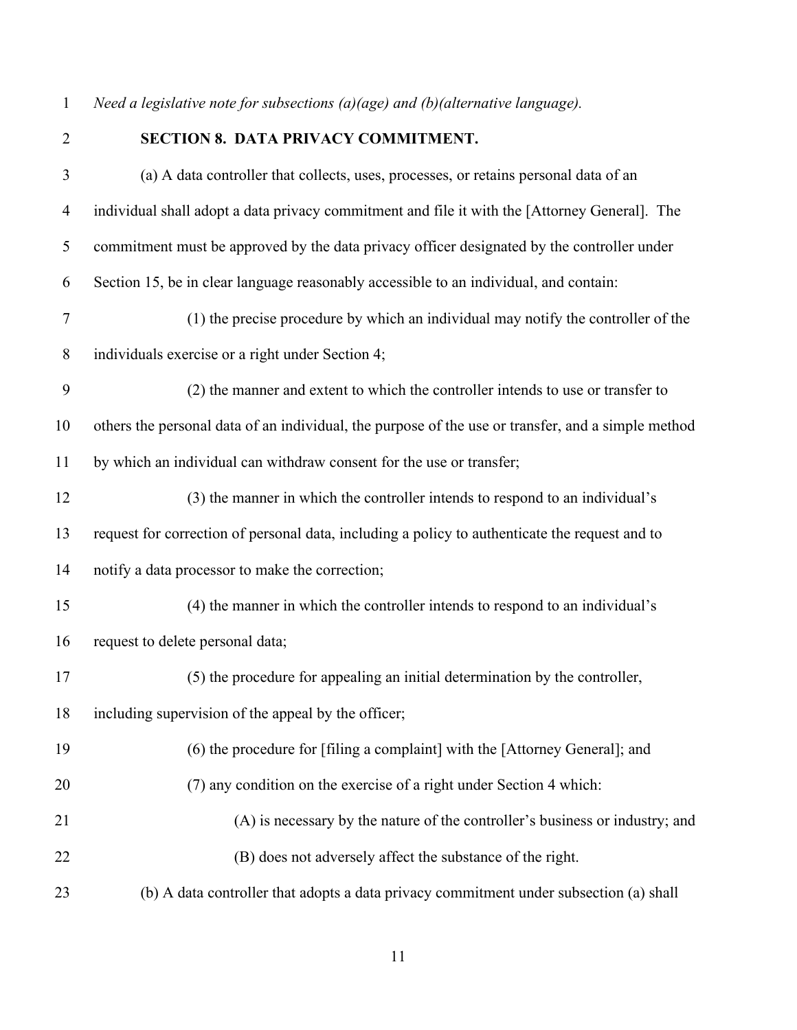*Need a legislative note for subsections (a)(age) and (b)(alternative language).*

**SECTION 8. DATA PRIVACY COMMITMENT.**

(a) A data controller that collects, uses, processes, or retains personal data of an individual shall adopt a data privacy commitment and file it with the [Attorney General]. The commitment must be approved by the data privacy officer designated by the controller under Section 15, be in clear language reasonably accessible to an individual, and contain:

(1) the precise procedure by which an individual may notify the controller of the individuals exercise or a right under Section 4;

(2) the manner and extent to which the controller intends to use or transfer to others the personal data of an individual, the purpose of the use or transfer, and a simple method by which an individual can withdraw consent for the use or transfer;

(3) the manner in which the controller intends to respond to an individual's request for correction of personal data, including a policy to authenticate the request and to notify a data processor to make the correction;

(4) the manner in which the controller intends to respond to an individual's request to delete personal data;

(5) the procedure for appealing an initial determination by the controller, including supervision of the appeal by the officer;

(6) the procedure for [filing a complaint] with the [Attorney General]; and

(7) any condition on the exercise of a right under Section 4 which:

(A) is necessary by the nature of the controller's business or industry; and

(B) does not adversely affect the substance of the right.

(b) A data controller that adopts a data privacy commitment under subsection (a) shall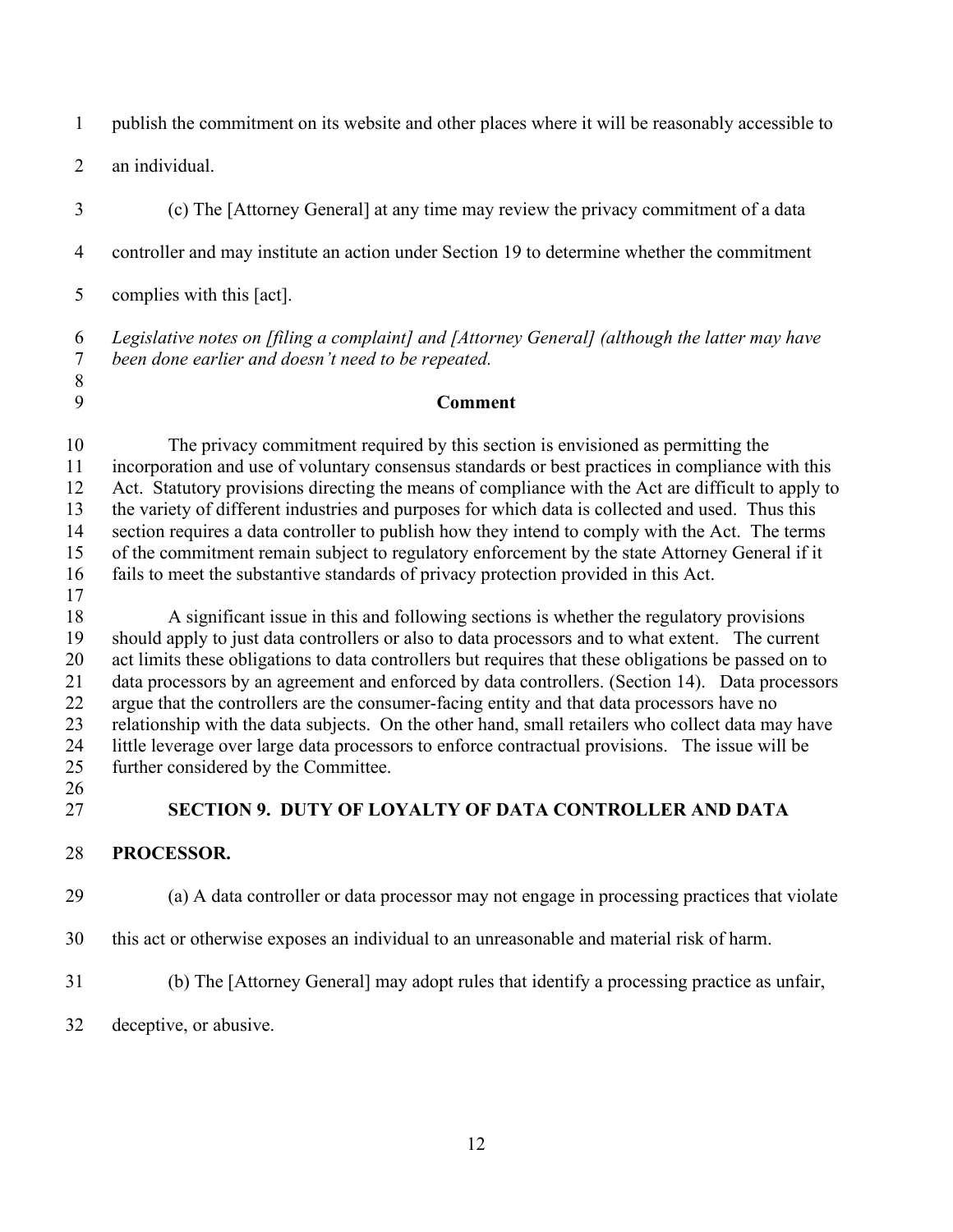publish the commitment on its website and other places where it will be reasonably accessible to an individual.

(c) The [Attorney General] at any time may review the privacy commitment of a data controller and may institute an action under Section 19 to determine whether the commitment complies with this [act].

*Legislative notes on [filing a complaint] and [Attorney General] (although the latter may have been done earlier and doesn't need to be repeated.*

**Comment**

The privacy commitment required by this section is envisioned as permitting the incorporation and use of voluntary consensus standards or best practices in compliance with this Act. Statutory provisions directing the means of compliance with the Act are difficult to apply to the variety of different industries and purposes for which data is collected and used. Thus this section requires a data controller to publish how they intend to comply with the Act. The terms of the commitment remain subject to regulatory enforcement by the state Attorney General if it fails to meet the substantive standards of privacy protection provided in this Act.

A significant issue in this and following sections is whether the regulatory provisions should apply to just data controllers or also to data processors and to what extent. The current act limits these obligations to data controllers but requires that these obligations be passed on to data processors by an agreement and enforced by data controllers. (Section 14). Data processors argue that the controllers are the consumer-facing entity and that data processors have no relationship with the data subjects. On the other hand, small retailers who collect data may have little leverage over large data processors to enforce contractual provisions. The issue will be further considered by the Committee.

## SECTION 9. DUTY OF LOYALTY OF DATA CONTROLLER AND DATA PROCESSOR.

(a) A data controller or data processor may not engage in processing practices that violate this act or otherwise exposes an individual to an unreasonable and material risk of harm.

(b) The [Attorney General] may adopt rules that identify a processing practice as unfair, deceptive, or abusive.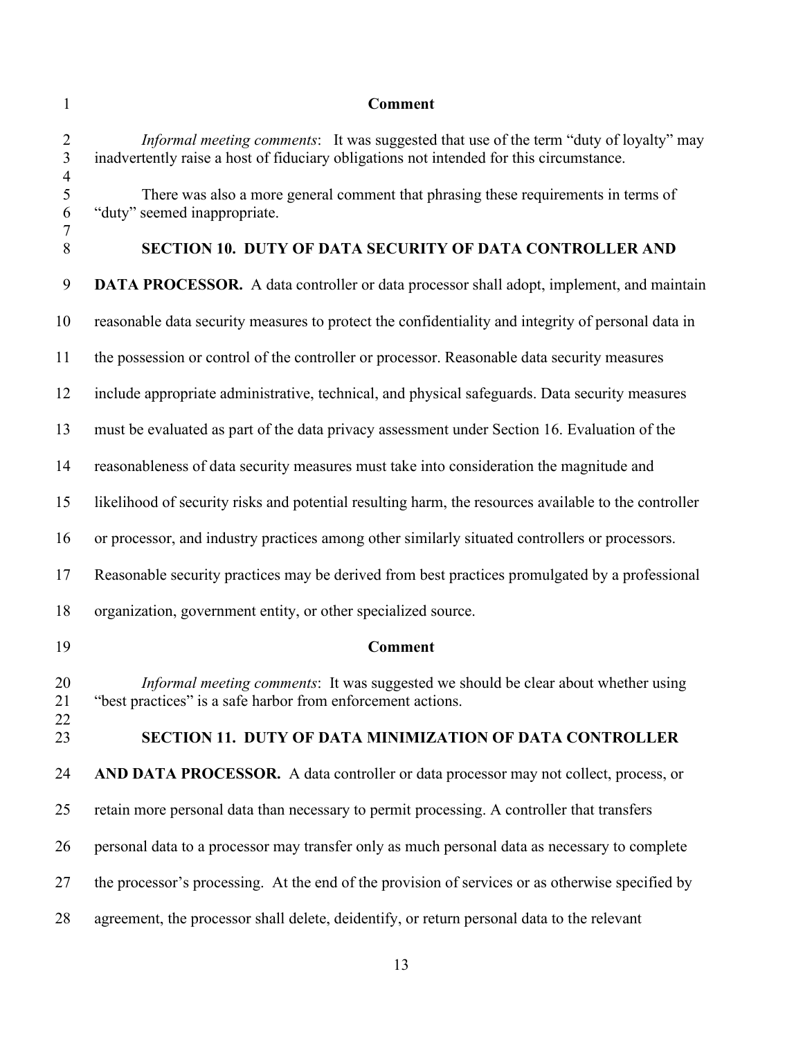**Comment**

*Informal meeting comments*: It was suggested that use of the term "duty of loyalty" may inadvertently raise a host of fiduciary obligations not intended for this circumstance.

There was also a more general comment that phrasing these requirements in terms of "duty" seemed inappropriate.

**SECTION 10. DUTY OF DATA SECURITY OF DATA CONTROLLER AND DATA PROCESSOR.** A data controller or data processor shall adopt, implement, and maintain reasonable data security measures to protect the confidentiality and integrity of personal data in the possession or control of the controller or processor. Reasonable data security measures include appropriate administrative, technical, and physical safeguards. Data security measures must be evaluated as part of the data privacy assessment under Section 16. Evaluation of the reasonableness of data security measures must take into consideration the magnitude and likelihood of security risks and potential resulting harm, the resources available to the controller or processor, and industry practices among other similarly situated controllers or processors. Reasonable security practices may be derived from best practices promulgated by a professional organization, government entity, or other specialized source.

**Comment**

*Informal meeting comments*: It was suggested we should be clear about whether using "best practices" is a safe harbor from enforcement actions.

**SECTION 11. DUTY OF DATA MINIMIZATION OF DATA CONTROLLER AND DATA PROCESSOR.** A data controller or data processor may not collect, process, or retain more personal data than necessary to permit processing. A controller that transfers personal data to a processor may transfer only as much personal data as necessary to complete the processor's processing. At the end of the provision of services or as otherwise specified by agreement, the processor shall delete, deidentify, or return personal data to the relevant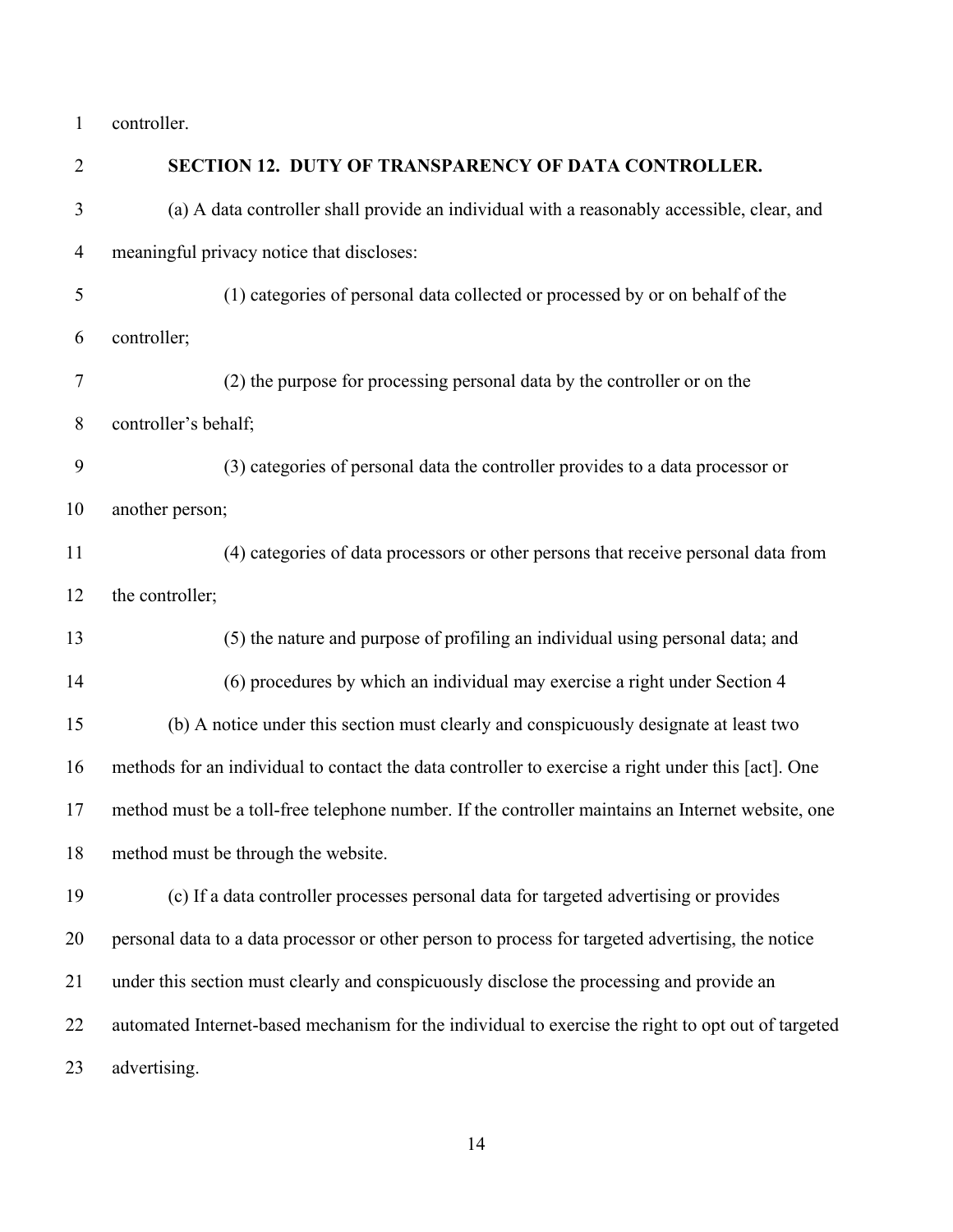controller.

## SECTION 12. DUTY OF TRANSPARENCY OF DATA CONTROLLER.

(a) A data controller shall provide an individual with a reasonably accessible, clear, and meaningful privacy notice that discloses:

(1) categories of personal data collected or processed by or on behalf of the controller;

(2) the purpose for processing personal data by the controller or on the controller's behalf;

(3) categories of personal data the controller provides to a data processor or another person;

(4) categories of data processors or other persons that receive personal data from the controller;

(5) the nature and purpose of profiling an individual using personal data; and

(6) procedures by which an individual may exercise a right under Section 4

(b) A notice under this section must clearly and conspicuously designate at least two methods for an individual to contact the data controller to exercise a right under this [act]. One method must be a toll-free telephone number. If the controller maintains an Internet website, one method must be through the website.

(c) If a data controller processes personal data for targeted advertising or provides personal data to a data processor or other person to process for targeted advertising, the notice under this section must clearly and conspicuously disclose the processing and provide an automated Internet-based mechanism for the individual to exercise the right to opt out of targeted advertising.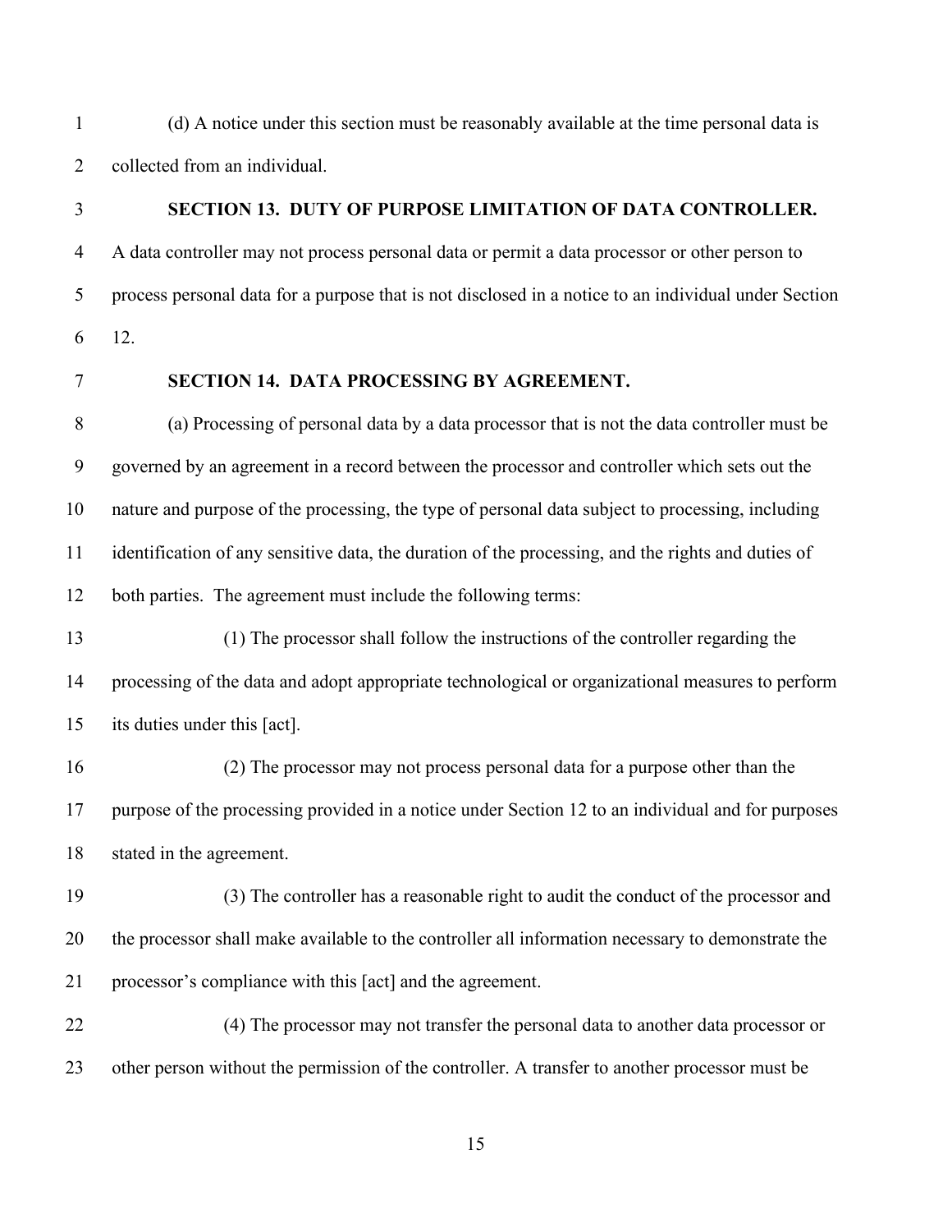(d) A notice under this section must be reasonably available at the time personal data is collected from an individual.

### SECTION 13. DUTY OF PURPOSE LIMITATION OF DATA CONTROLLER.

A data controller may not process personal data or permit a data processor or other person to process personal data for a purpose that is not disclosed in a notice to an individual under Section 12.

### SECTION 14. DATA PROCESSING BY AGREEMENT.

(a) Processing of personal data by a data processor that is not the data controller must be governed by an agreement in a record between the processor and controller which sets out the nature and purpose of the processing, the type of personal data subject to processing, including identification of any sensitive data, the duration of the processing, and the rights and duties of both parties. The agreement must include the following terms:

(1) The processor shall follow the instructions of the controller regarding the processing of the data and adopt appropriate technological or organizational measures to perform its duties under this [act].

(2) The processor may not process personal data for a purpose other than the purpose of the processing provided in a notice under Section 12 to an individual and for purposes stated in the agreement.

(3) The controller has a reasonable right to audit the conduct of the processor and the processor shall make available to the controller all information necessary to demonstrate the processor's compliance with this [act] and the agreement.

(4) The processor may not transfer the personal data to another data processor or other person without the permission of the controller. A transfer to another processor must be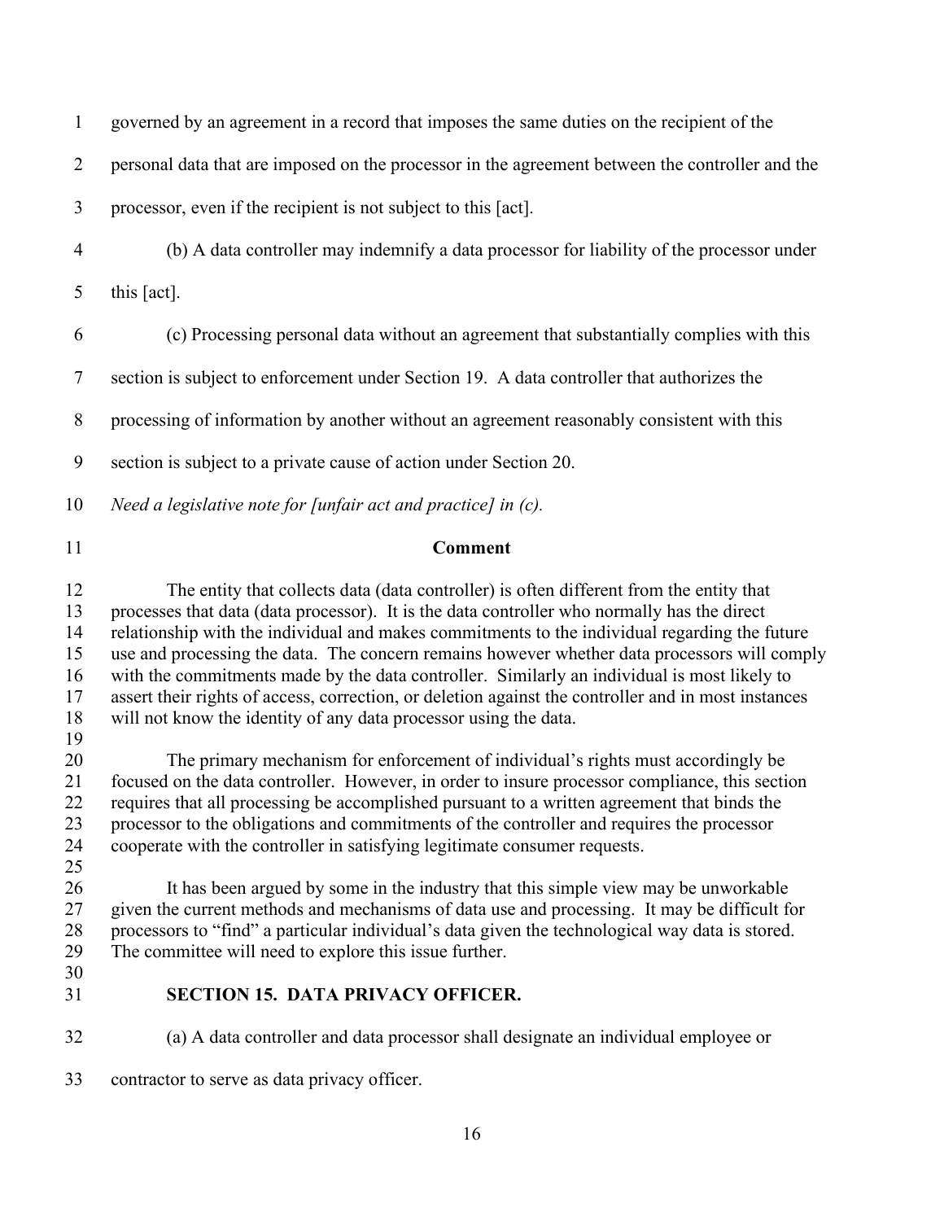governed by an agreement in a record that imposes the same duties on the recipient of the personal data that are imposed on the processor in the agreement between the controller and the processor, even if the recipient is not subject to this [act].

(b) A data controller may indemnify a data processor for liability of the processor under this [act].

(c) Processing personal data without an agreement that substantially complies with this section is subject to enforcement under Section 19. A data controller that authorizes the processing of information by another without an agreement reasonably consistent with this section is subject to a private cause of action under Section 20.

*Need a legislative note for [unfair act and practice] in (c).*

**Comment**

The entity that collects data (data controller) is often different from the entity that processes that data (data processor). It is the data controller who normally has the direct relationship with the individual and makes commitments to the individual regarding the future use and processing the data. The concern remains however whether data processors will comply with the commitments made by the data controller. Similarly an individual is most likely to assert their rights of access, correction, or deletion against the controller and in most instances will not know the identity of any data processor using the data.

The primary mechanism for enforcement of individual's rights must accordingly be focused on the data controller. However, in order to insure processor compliance, this section requires that all processing be accomplished pursuant to a written agreement that binds the processor to the obligations and commitments of the controller and requires the processor cooperate with the controller in satisfying legitimate consumer requests.

It has been argued by some in the industry that this simple view may be unworkable given the current methods and mechanisms of data use and processing. It may be difficult for processors to "find" a particular individual's data given the technological way data is stored. The committee will need to explore this issue further.

## SECTION 15. DATA PRIVACY OFFICER.

(a) A data controller and data processor shall designate an individual employee or contractor to serve as data privacy officer.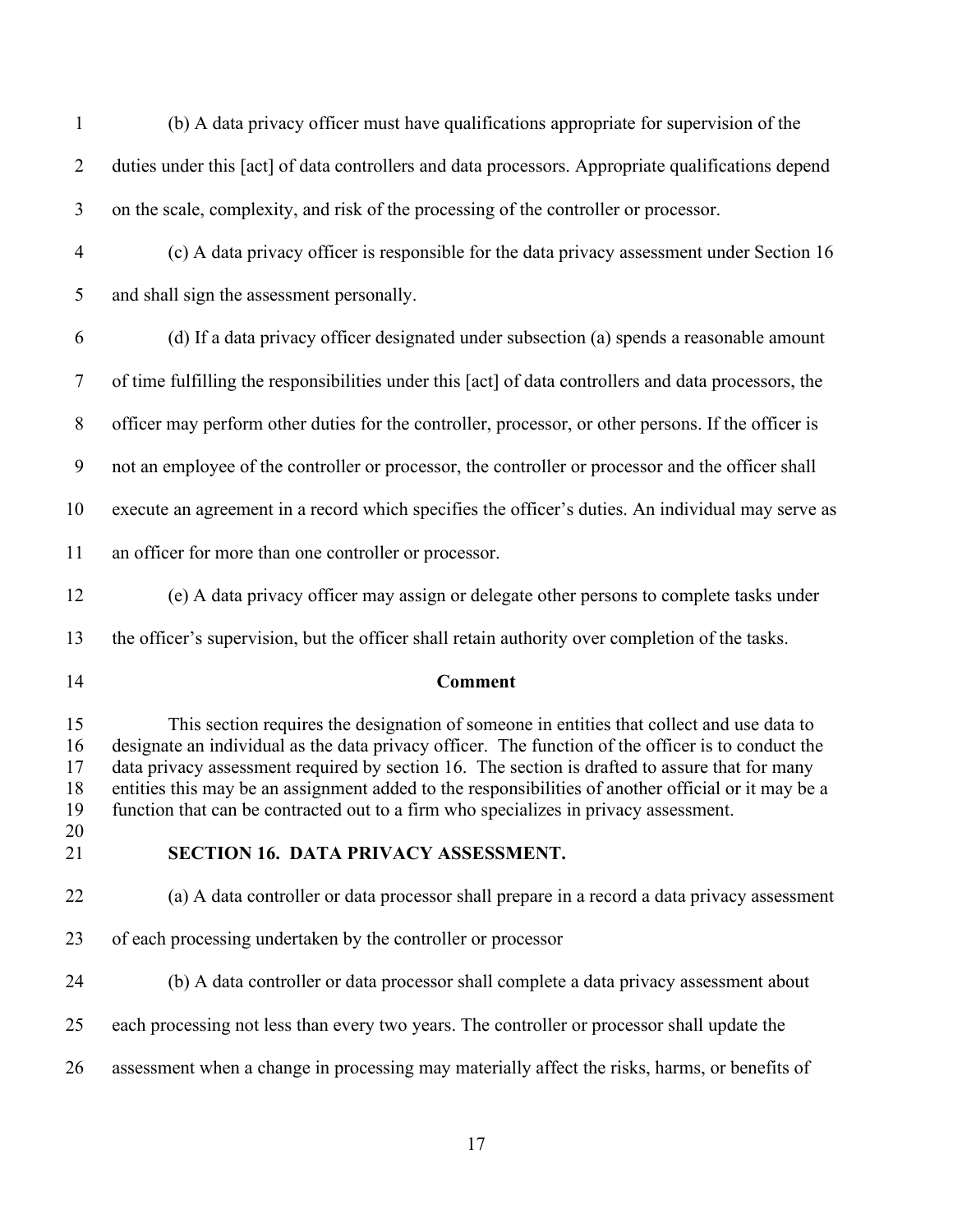(b) A data privacy officer must have qualifications appropriate for supervision of the duties under this [act] of data controllers and data processors. Appropriate qualifications depend on the scale, complexity, and risk of the processing of the controller or processor.

(c) A data privacy officer is responsible for the data privacy assessment under Section 16 and shall sign the assessment personally.

(d) If a data privacy officer designated under subsection (a) spends a reasonable amount of time fulfilling the responsibilities under this [act] of data controllers and data processors, the officer may perform other duties for the controller, processor, or other persons. If the officer is not an employee of the controller or processor, the controller or processor and the officer shall execute an agreement in a record which specifies the officer's duties. An individual may serve as an officer for more than one controller or processor.

(e) A data privacy officer may assign or delegate other persons to complete tasks under the officer's supervision, but the officer shall retain authority over completion of the tasks.

**Comment**

This section requires the designation of someone in entities that collect and use data to designate an individual as the data privacy officer. The function of the officer is to conduct the data privacy assessment required by section 16. The section is drafted to assure that for many entities this may be an assignment added to the responsibilities of another official or it may be a function that can be contracted out to a firm who specializes in privacy assessment.

## SECTION 16. DATA PRIVACY ASSESSMENT.

(a) A data controller or data processor shall prepare in a record a data privacy assessment of each processing undertaken by the controller or processor

(b) A data controller or data processor shall complete a data privacy assessment about each processing not less than every two years. The controller or processor shall update the assessment when a change in processing may materially affect the risks, harms, or benefits of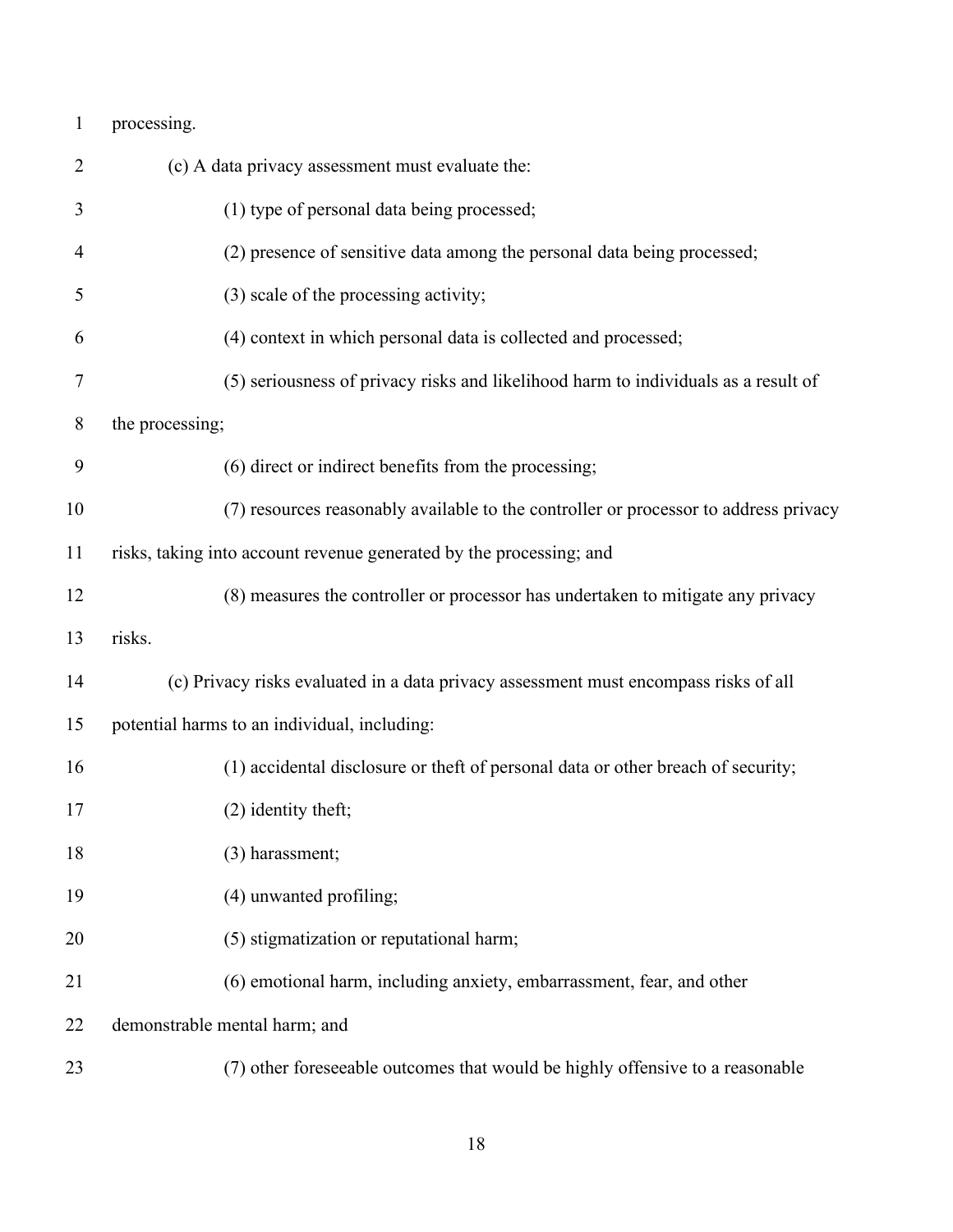processing.

(c) A data privacy assessment must evaluate the:

(1) type of personal data being processed;

(2) presence of sensitive data among the personal data being processed;

(3) scale of the processing activity;

(4) context in which personal data is collected and processed;

(5) seriousness of privacy risks and likelihood harm to individuals as a result of the processing;

(6) direct or indirect benefits from the processing;

(7) resources reasonably available to the controller or processor to address privacy risks, taking into account revenue generated by the processing; and

(8) measures the controller or processor has undertaken to mitigate any privacy risks.

(c) Privacy risks evaluated in a data privacy assessment must encompass risks of all potential harms to an individual, including:

(1) accidental disclosure or theft of personal data or other breach of security;

(2) identity theft;

(3) harassment;

(4) unwanted profiling;

(5) stigmatization or reputational harm;

(6) emotional harm, including anxiety, embarrassment, fear, and other demonstrable mental harm; and

(7) other foreseeable outcomes that would be highly offensive to a reasonable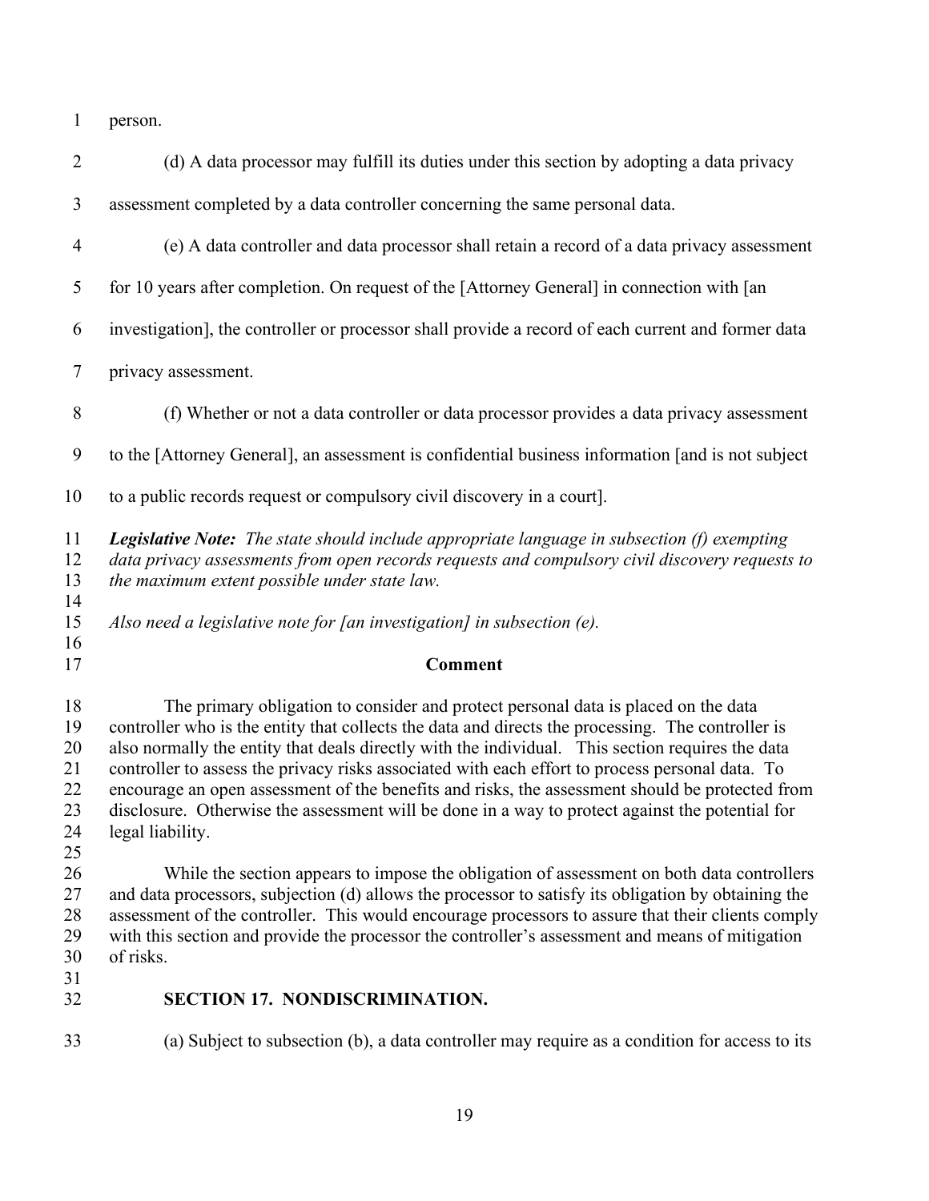person.

(d) A data processor may fulfill its duties under this section by adopting a data privacy assessment completed by a data controller concerning the same personal data.

(e) A data controller and data processor shall retain a record of a data privacy assessment for 10 years after completion. On request of the [Attorney General] in connection with [an investigation], the controller or processor shall provide a record of each current and former data privacy assessment.

(f) Whether or not a data controller or data processor provides a data privacy assessment to the [Attorney General], an assessment is confidential business information [and is not subject to a public records request or compulsory civil discovery in a court].

***Legislative Note:*** *The state should include appropriate language in subsection (f) exempting data privacy assessments from open records requests and compulsory civil discovery requests to the maximum extent possible under state law.*

*Also need a legislative note for [an investigation] in subsection (e).*

**Comment**

The primary obligation to consider and protect personal data is placed on the data controller who is the entity that collects the data and directs the processing. The controller is also normally the entity that deals directly with the individual. This section requires the data controller to assess the privacy risks associated with each effort to process personal data. To encourage an open assessment of the benefits and risks, the assessment should be protected from disclosure. Otherwise the assessment will be done in a way to protect against the potential for legal liability.

While the section appears to impose the obligation of assessment on both data controllers and data processors, subjection (d) allows the processor to satisfy its obligation by obtaining the assessment of the controller. This would encourage processors to assure that their clients comply with this section and provide the processor the controller's assessment and means of mitigation of risks.

## SECTION 17. NONDISCRIMINATION.

(a) Subject to subsection (b), a data controller may require as a condition for access to its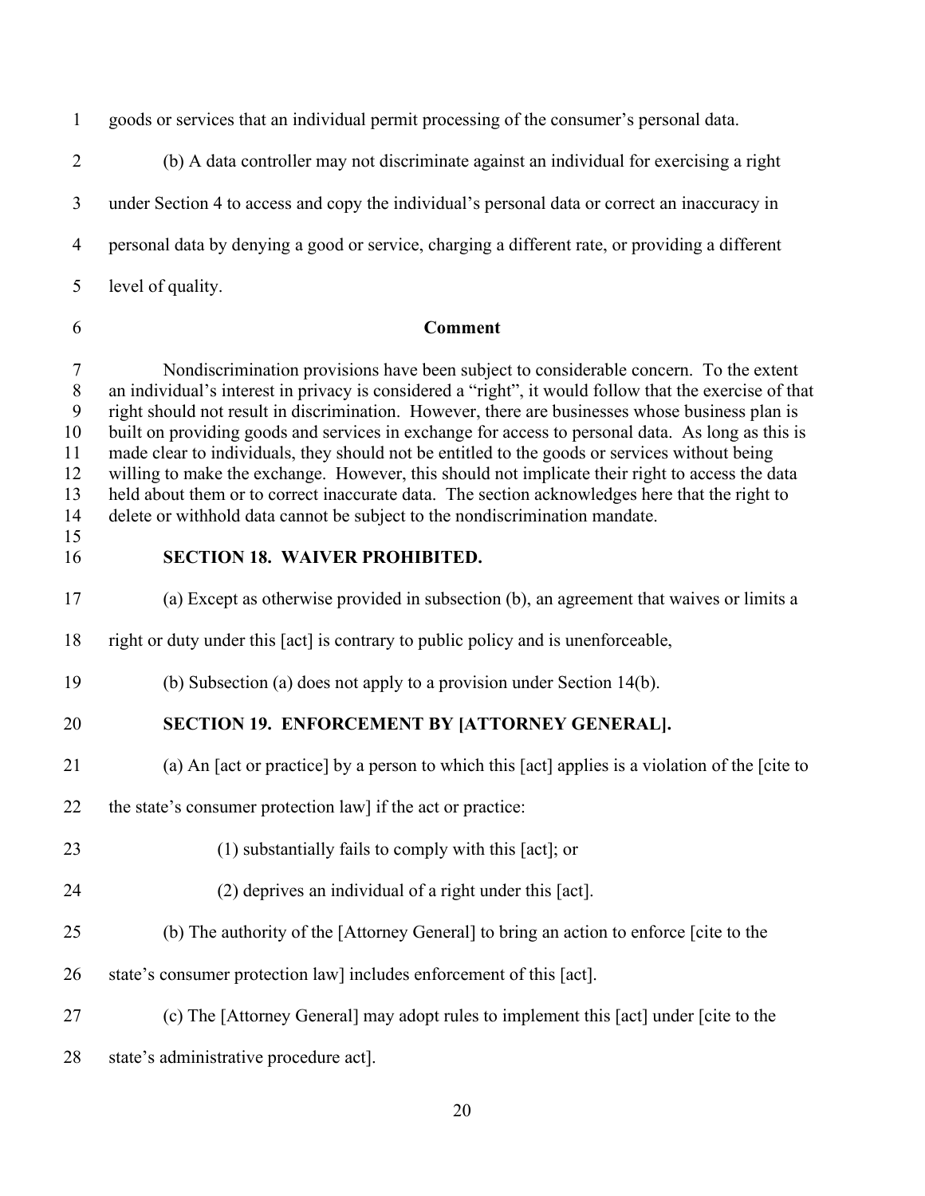goods or services that an individual permit processing of the consumer's personal data.

(b) A data controller may not discriminate against an individual for exercising a right under Section 4 to access and copy the individual's personal data or correct an inaccuracy in personal data by denying a good or service, charging a different rate, or providing a different level of quality.

**Comment**

Nondiscrimination provisions have been subject to considerable concern. To the extent an individual's interest in privacy is considered a "right", it would follow that the exercise of that right should not result in discrimination. However, there are businesses whose business plan is built on providing goods and services in exchange for access to personal data. As long as this is made clear to individuals, they should not be entitled to the goods or services without being willing to make the exchange. However, this should not implicate their right to access the data held about them or to correct inaccurate data. The section acknowledges here that the right to delete or withhold data cannot be subject to the nondiscrimination mandate.

**SECTION 18. WAIVER PROHIBITED.**

(a) Except as otherwise provided in subsection (b), an agreement that waives or limits a right or duty under this [act] is contrary to public policy and is unenforceable,

(b) Subsection (a) does not apply to a provision under Section 14(b).

**SECTION 19. ENFORCEMENT BY [ATTORNEY GENERAL].**

(a) An [act or practice] by a person to which this [act] applies is a violation of the [cite to the state's consumer protection law] if the act or practice:

(1) substantially fails to comply with this [act]; or

(2) deprives an individual of a right under this [act].

(b) The authority of the [Attorney General] to bring an action to enforce [cite to the state's consumer protection law] includes enforcement of this [act].

(c) The [Attorney General] may adopt rules to implement this [act] under [cite to the state's administrative procedure act].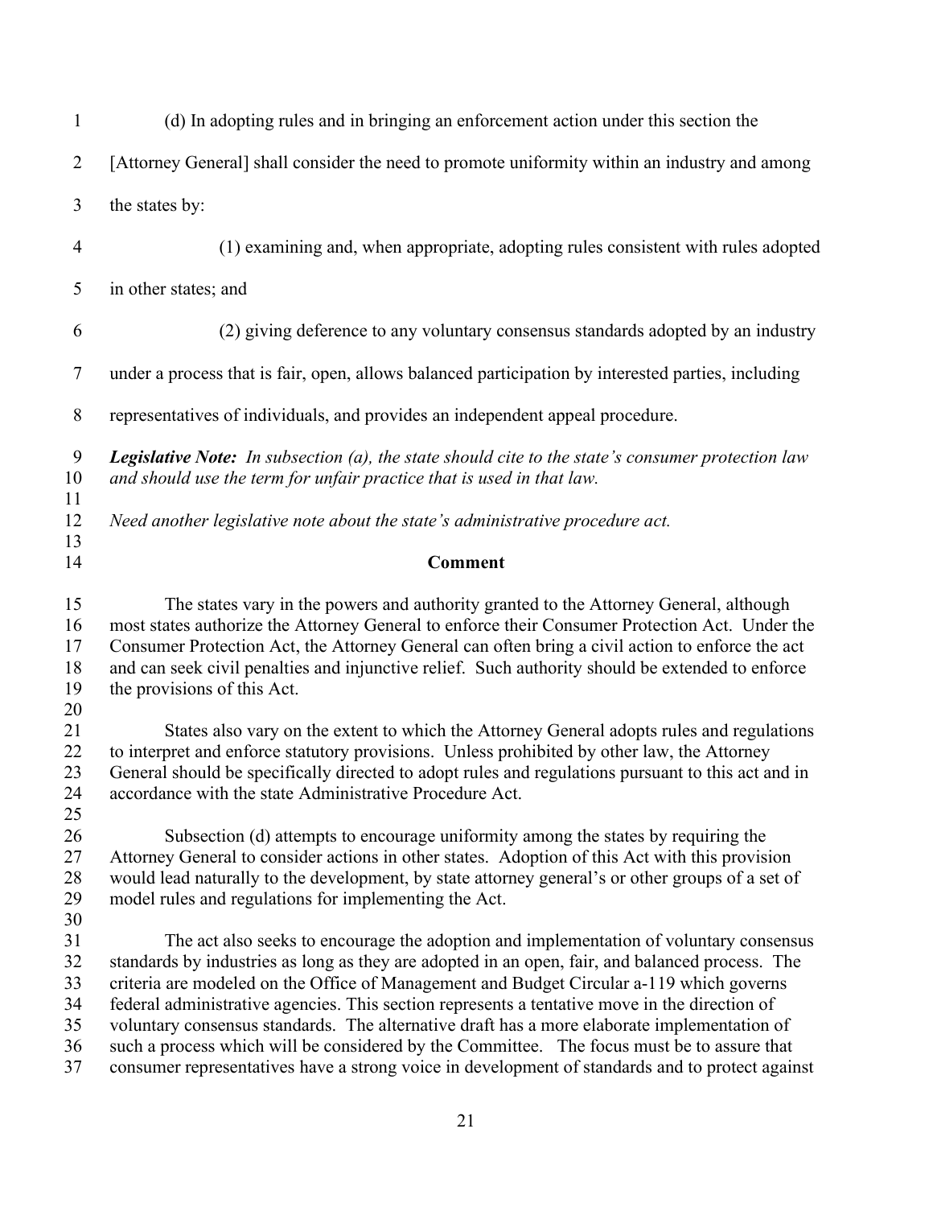(d) In adopting rules and in bringing an enforcement action under this section the [Attorney General] shall consider the need to promote uniformity within an industry and among the states by:

(1) examining and, when appropriate, adopting rules consistent with rules adopted in other states; and

(2) giving deference to any voluntary consensus standards adopted by an industry under a process that is fair, open, allows balanced participation by interested parties, including representatives of individuals, and provides an independent appeal procedure.

***Legislative Note:*** *In subsection (a), the state should cite to the state's consumer protection law and should use the term for unfair practice that is used in that law.*

*Need another legislative note about the state's administrative procedure act.*

**Comment**

The states vary in the powers and authority granted to the Attorney General, although most states authorize the Attorney General to enforce their Consumer Protection Act. Under the Consumer Protection Act, the Attorney General can often bring a civil action to enforce the act and can seek civil penalties and injunctive relief. Such authority should be extended to enforce the provisions of this Act.

States also vary on the extent to which the Attorney General adopts rules and regulations to interpret and enforce statutory provisions. Unless prohibited by other law, the Attorney General should be specifically directed to adopt rules and regulations pursuant to this act and in accordance with the state Administrative Procedure Act.

Subsection (d) attempts to encourage uniformity among the states by requiring the Attorney General to consider actions in other states. Adoption of this Act with this provision would lead naturally to the development, by state attorney general's or other groups of a set of model rules and regulations for implementing the Act.

The act also seeks to encourage the adoption and implementation of voluntary consensus standards by industries as long as they are adopted in an open, fair, and balanced process. The criteria are modeled on the Office of Management and Budget Circular a-119 which governs federal administrative agencies. This section represents a tentative move in the direction of voluntary consensus standards. The alternative draft has a more elaborate implementation of such a process which will be considered by the Committee. The focus must be to assure that consumer representatives have a strong voice in development of standards and to protect against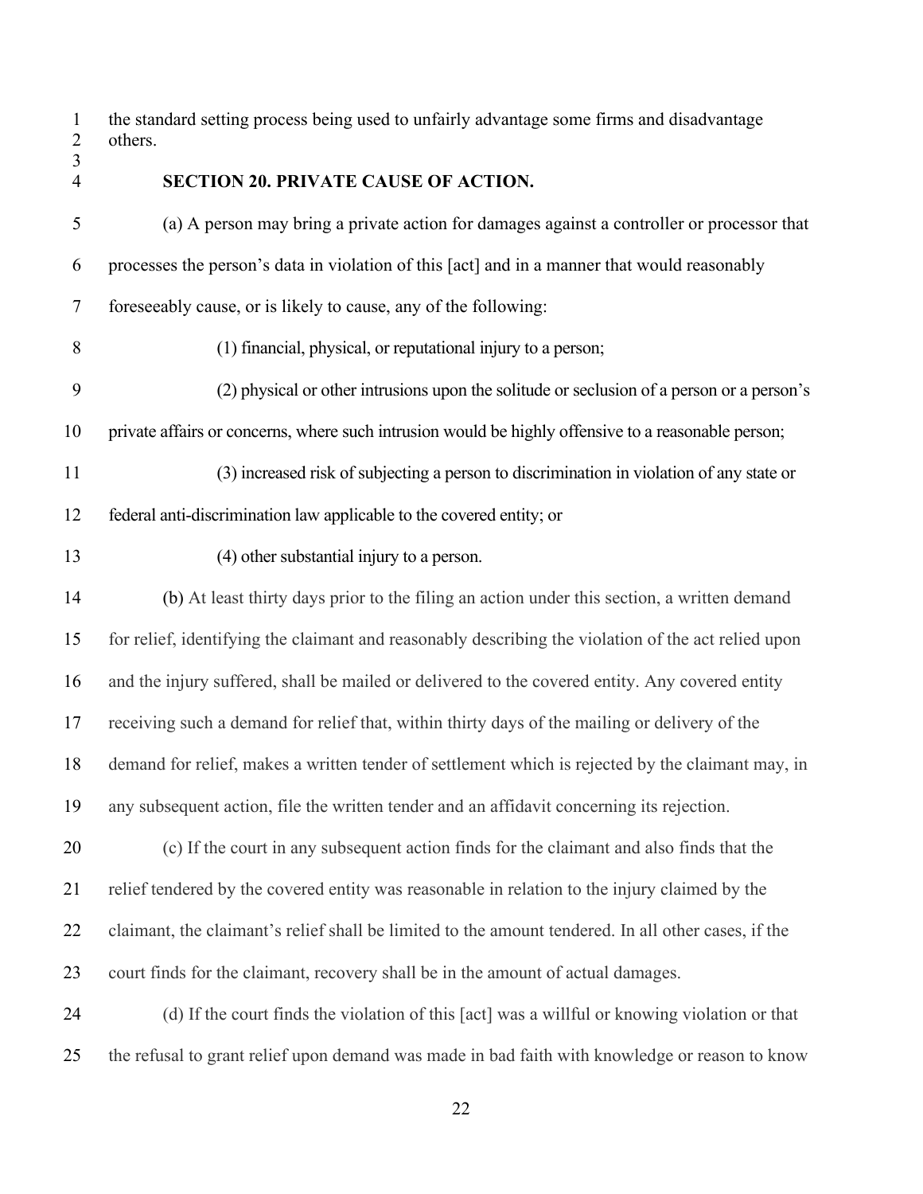the standard setting process being used to unfairly advantage some firms and disadvantage others.

### SECTION 20. PRIVATE CAUSE OF ACTION.

(a) A person may bring a private action for damages against a controller or processor that processes the person's data in violation of this [act] and in a manner that would reasonably foreseeably cause, or is likely to cause, any of the following:

(1) financial, physical, or reputational injury to a person;

(2) physical or other intrusions upon the solitude or seclusion of a person or a person's private affairs or concerns, where such intrusion would be highly offensive to a reasonable person;

(3) increased risk of subjecting a person to discrimination in violation of any state or federal anti-discrimination law applicable to the covered entity; or

(4) other substantial injury to a person.

(b) At least thirty days prior to the filing an action under this section, a written demand for relief, identifying the claimant and reasonably describing the violation of the act relied upon and the injury suffered, shall be mailed or delivered to the covered entity. Any covered entity receiving such a demand for relief that, within thirty days of the mailing or delivery of the demand for relief, makes a written tender of settlement which is rejected by the claimant may, in any subsequent action, file the written tender and an affidavit concerning its rejection.

(c) If the court in any subsequent action finds for the claimant and also finds that the relief tendered by the covered entity was reasonable in relation to the injury claimed by the claimant, the claimant's relief shall be limited to the amount tendered. In all other cases, if the court finds for the claimant, recovery shall be in the amount of actual damages.

(d) If the court finds the violation of this [act] was a willful or knowing violation or that the refusal to grant relief upon demand was made in bad faith with knowledge or reason to know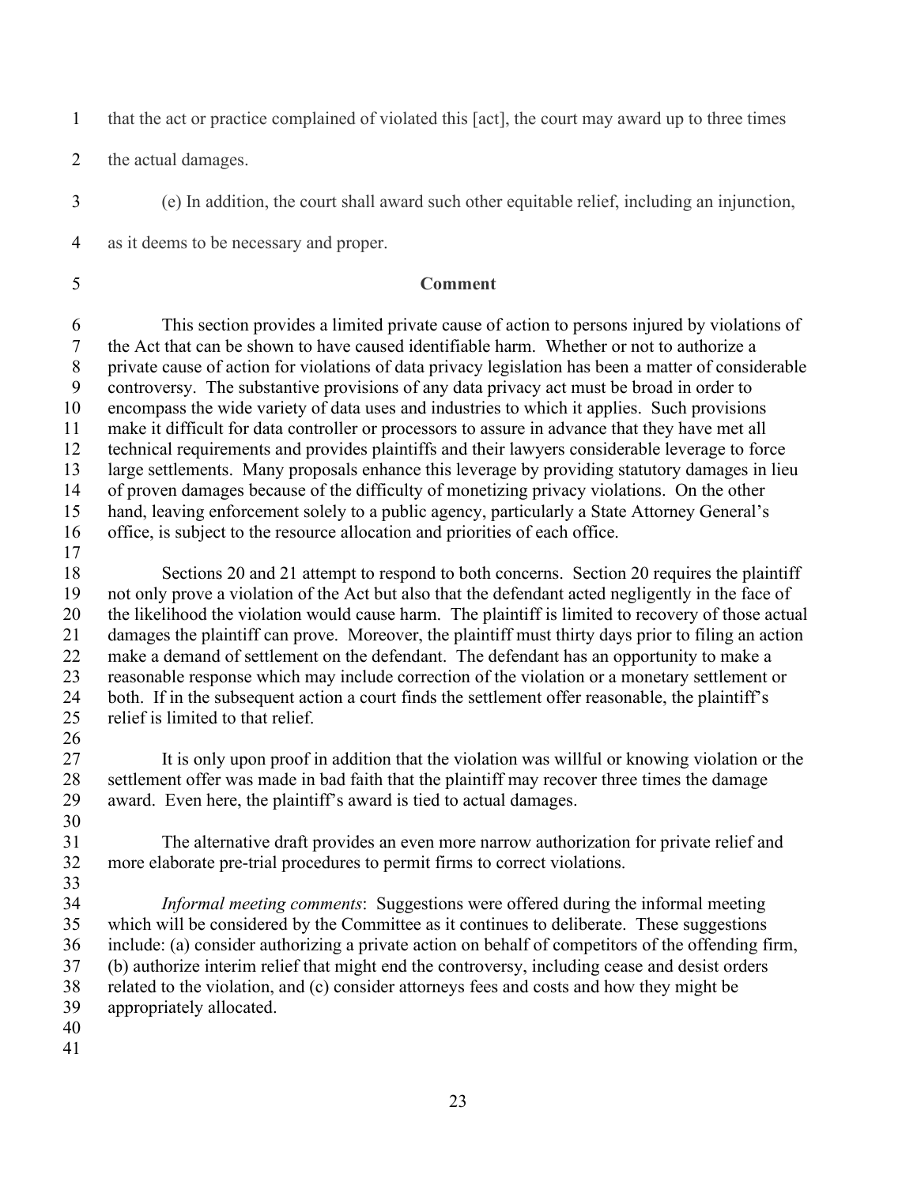that the act or practice complained of violated this [act], the court may award up to three times the actual damages.

(e) In addition, the court shall award such other equitable relief, including an injunction, as it deems to be necessary and proper.

**Comment**

This section provides a limited private cause of action to persons injured by violations of the Act that can be shown to have caused identifiable harm. Whether or not to authorize a private cause of action for violations of data privacy legislation has been a matter of considerable controversy. The substantive provisions of any data privacy act must be broad in order to encompass the wide variety of data uses and industries to which it applies. Such provisions make it difficult for data controller or processors to assure in advance that they have met all technical requirements and provides plaintiffs and their lawyers considerable leverage to force large settlements. Many proposals enhance this leverage by providing statutory damages in lieu of proven damages because of the difficulty of monetizing privacy violations. On the other hand, leaving enforcement solely to a public agency, particularly a State Attorney General's office, is subject to the resource allocation and priorities of each office.

Sections 20 and 21 attempt to respond to both concerns. Section 20 requires the plaintiff not only prove a violation of the Act but also that the defendant acted negligently in the face of the likelihood the violation would cause harm. The plaintiff is limited to recovery of those actual damages the plaintiff can prove. Moreover, the plaintiff must thirty days prior to filing an action make a demand of settlement on the defendant. The defendant has an opportunity to make a reasonable response which may include correction of the violation or a monetary settlement or both. If in the subsequent action a court finds the settlement offer reasonable, the plaintiff's relief is limited to that relief.

It is only upon proof in addition that the violation was willful or knowing violation or the settlement offer was made in bad faith that the plaintiff may recover three times the damage award. Even here, the plaintiff's award is tied to actual damages.

The alternative draft provides an even more narrow authorization for private relief and more elaborate pre-trial procedures to permit firms to correct violations.

*Informal meeting comments*: Suggestions were offered during the informal meeting which will be considered by the Committee as it continues to deliberate. These suggestions include: (a) consider authorizing a private action on behalf of competitors of the offending firm, (b) authorize interim relief that might end the controversy, including cease and desist orders related to the violation, and (c) consider attorneys fees and costs and how they might be appropriately allocated.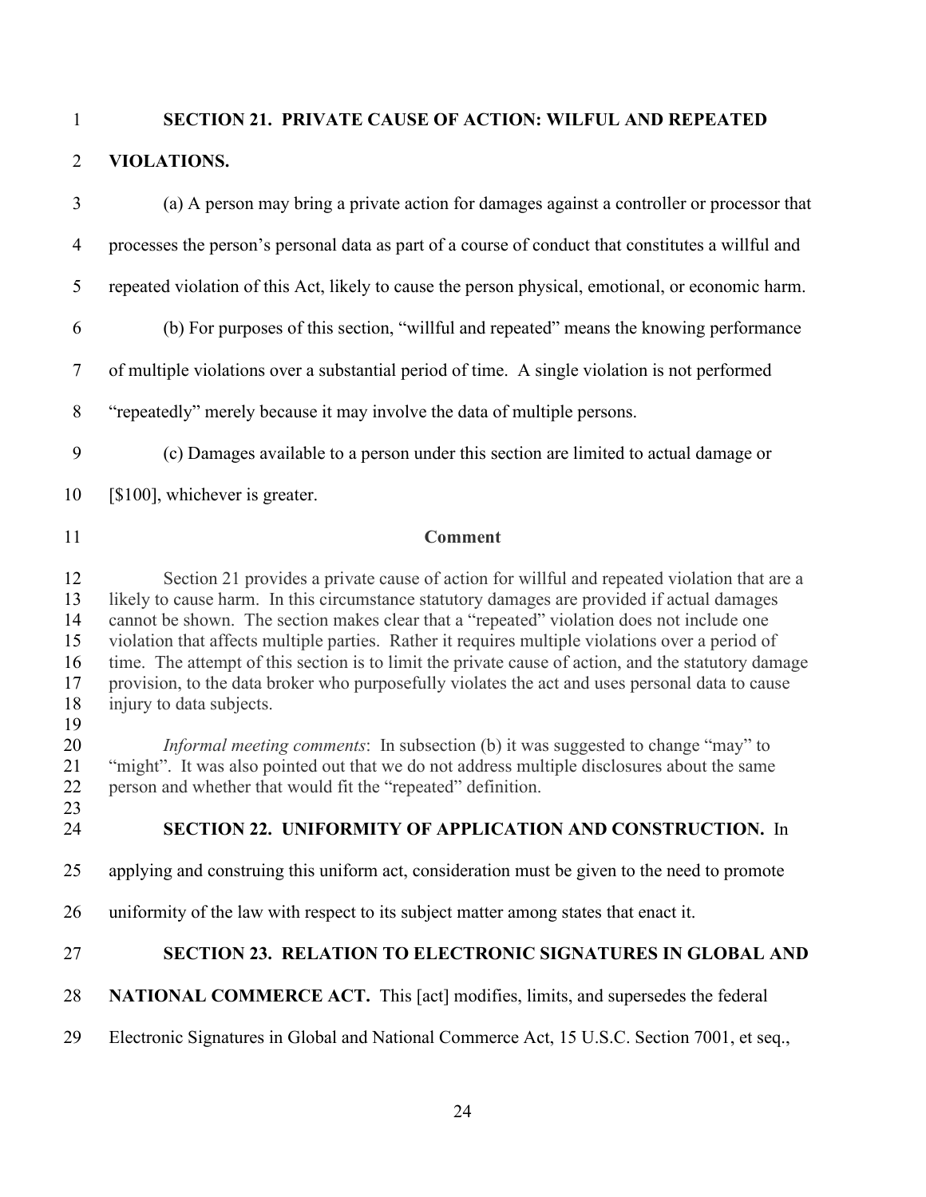**SECTION 21. PRIVATE CAUSE OF ACTION: WILFUL AND REPEATED VIOLATIONS.**

(a) A person may bring a private action for damages against a controller or processor that processes the person's personal data as part of a course of conduct that constitutes a willful and repeated violation of this Act, likely to cause the person physical, emotional, or economic harm.

(b) For purposes of this section, "willful and repeated" means the knowing performance of multiple violations over a substantial period of time. A single violation is not performed "repeatedly" merely because it may involve the data of multiple persons.

(c) Damages available to a person under this section are limited to actual damage or [$100], whichever is greater.

**Comment**

Section 21 provides a private cause of action for willful and repeated violation that are a likely to cause harm. In this circumstance statutory damages are provided if actual damages cannot be shown. The section makes clear that a "repeated" violation does not include one violation that affects multiple parties. Rather it requires multiple violations over a period of time. The attempt of this section is to limit the private cause of action, and the statutory damage provision, to the data broker who purposefully violates the act and uses personal data to cause injury to data subjects.

*Informal meeting comments*: In subsection (b) it was suggested to change "may" to "might". It was also pointed out that we do not address multiple disclosures about the same person and whether that would fit the "repeated" definition.

**SECTION 22. UNIFORMITY OF APPLICATION AND CONSTRUCTION.** In applying and construing this uniform act, consideration must be given to the need to promote uniformity of the law with respect to its subject matter among states that enact it.

**SECTION 23. RELATION TO ELECTRONIC SIGNATURES IN GLOBAL AND NATIONAL COMMERCE ACT.** This [act] modifies, limits, and supersedes the federal Electronic Signatures in Global and National Commerce Act, 15 U.S.C. Section 7001, et seq.,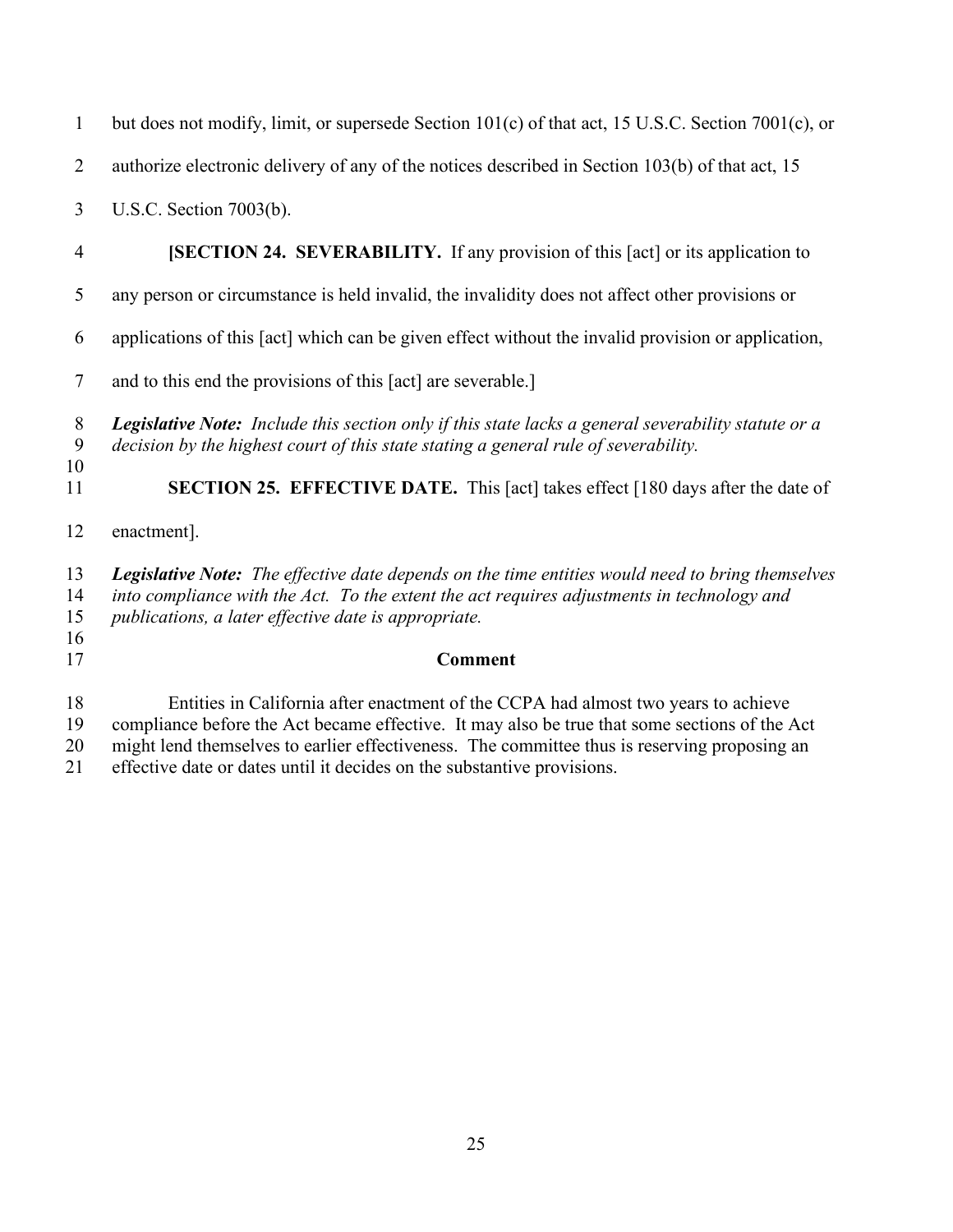but does not modify, limit, or supersede Section 101(c) of that act, 15 U.S.C. Section 7001(c), or authorize electronic delivery of any of the notices described in Section 103(b) of that act, 15 U.S.C. Section 7003(b).

**[SECTION 24. SEVERABILITY.** If any provision of this [act] or its application to any person or circumstance is held invalid, the invalidity does not affect other provisions or applications of this [act] which can be given effect without the invalid provision or application, and to this end the provisions of this [act] are severable.]

***Legislative Note:*** *Include this section only if this state lacks a general severability statute or a decision by the highest court of this state stating a general rule of severability.*

**SECTION 25. EFFECTIVE DATE.** This [act] takes effect [180 days after the date of enactment].

***Legislative Note:*** *The effective date depends on the time entities would need to bring themselves into compliance with the Act. To the extent the act requires adjustments in technology and publications, a later effective date is appropriate.*

**Comment**

Entities in California after enactment of the CCPA had almost two years to achieve compliance before the Act became effective. It may also be true that some sections of the Act might lend themselves to earlier effectiveness. The committee thus is reserving proposing an effective date or dates until it decides on the substantive provisions.